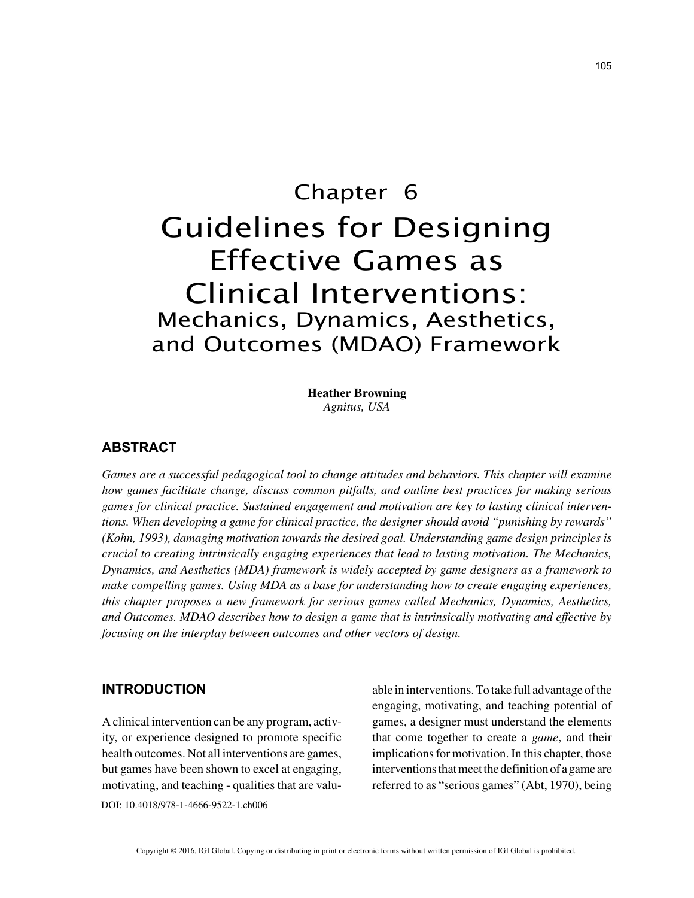# Chapter 6
# Guidelines for Designing Effective Games as Clinical Interventions:
## Mechanics, Dynamics, Aesthetics, and Outcomes (MDAO) Framework

**Heather Browning**
*Agnitus, USA*

## ABSTRACT

*Games are a successful pedagogical tool to change attitudes and behaviors. This chapter will examine how games facilitate change, discuss common pitfalls, and outline best practices for making serious games for clinical practice. Sustained engagement and motivation are key to lasting clinical interventions. When developing a game for clinical practice, the designer should avoid "punishing by rewards" (Kohn, 1993), damaging motivation towards the desired goal. Understanding game design principles is crucial to creating intrinsically engaging experiences that lead to lasting motivation. The Mechanics, Dynamics, and Aesthetics (MDA) framework is widely accepted by game designers as a framework to make compelling games. Using MDA as a base for understanding how to create engaging experiences, this chapter proposes a new framework for serious games called Mechanics, Dynamics, Aesthetics, and Outcomes. MDAO describes how to design a game that is intrinsically motivating and effective by focusing on the interplay between outcomes and other vectors of design.*

## INTRODUCTION

A clinical intervention can be any program, activity, or experience designed to promote specific health outcomes. Not all interventions are games, but games have been shown to excel at engaging, motivating, and teaching - qualities that are valuable in interventions. To take full advantage of the engaging, motivating, and teaching potential of games, a designer must understand the elements that come together to create a *game*, and their implications for motivation. In this chapter, those interventions that meet the definition of a game are referred to as "serious games" (Abt, 1970), being

DOI: 10.4018/978-1-4666-9522-1.ch006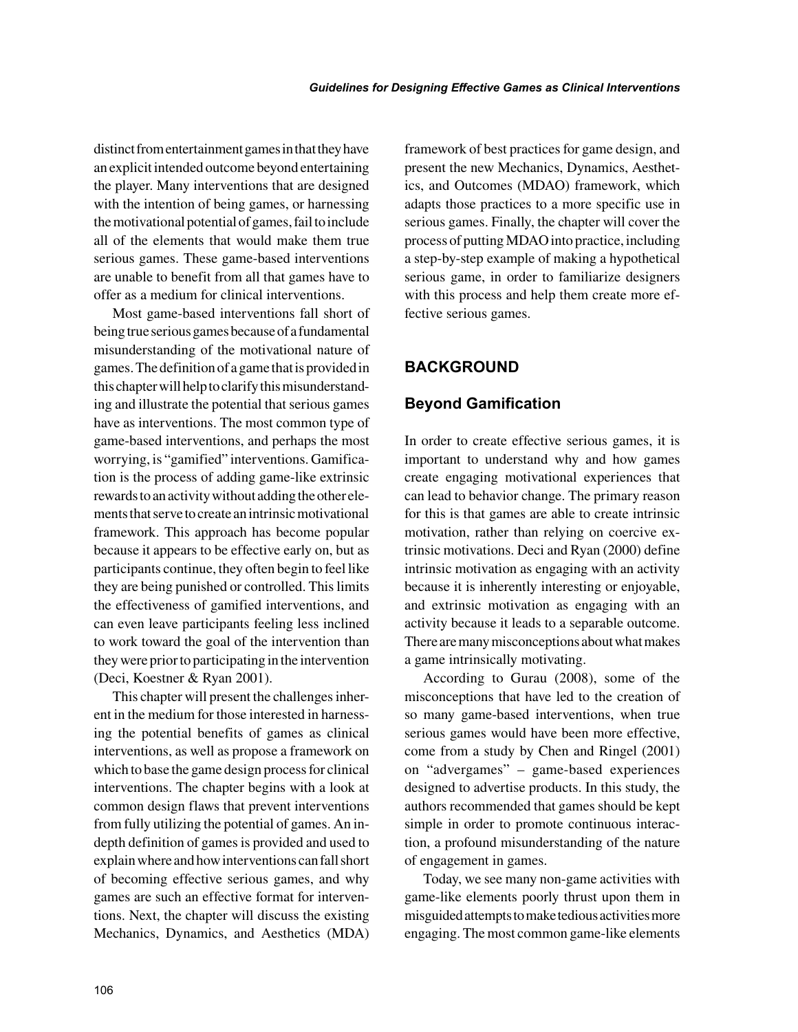distinct from entertainment games in that they have an explicit intended outcome beyond entertaining the player. Many interventions that are designed with the intention of being games, or harnessing the motivational potential of games, fail to include all of the elements that would make them true serious games. These game-based interventions are unable to benefit from all that games have to offer as a medium for clinical interventions.

Most game-based interventions fall short of being true serious games because of a fundamental misunderstanding of the motivational nature of games. The definition of a game that is provided in this chapter will help to clarify this misunderstanding and illustrate the potential that serious games have as interventions. The most common type of game-based interventions, and perhaps the most worrying, is "gamified" interventions. Gamification is the process of adding game-like extrinsic rewards to an activity without adding the other elements that serve to create an intrinsic motivational framework. This approach has become popular because it appears to be effective early on, but as participants continue, they often begin to feel like they are being punished or controlled. This limits the effectiveness of gamified interventions, and can even leave participants feeling less inclined to work toward the goal of the intervention than they were prior to participating in the intervention (Deci, Koestner & Ryan 2001).

This chapter will present the challenges inherent in the medium for those interested in harnessing the potential benefits of games as clinical interventions, as well as propose a framework on which to base the game design process for clinical interventions. The chapter begins with a look at common design flaws that prevent interventions from fully utilizing the potential of games. An in-depth definition of games is provided and used to explain where and how interventions can fall short of becoming effective serious games, and why games are such an effective format for interventions. Next, the chapter will discuss the existing Mechanics, Dynamics, and Aesthetics (MDA) framework of best practices for game design, and present the new Mechanics, Dynamics, Aesthetics, and Outcomes (MDAO) framework, which adapts those practices to a more specific use in serious games. Finally, the chapter will cover the process of putting MDAO into practice, including a step-by-step example of making a hypothetical serious game, in order to familiarize designers with this process and help them create more effective serious games.

## BACKGROUND

### Beyond Gamification

In order to create effective serious games, it is important to understand why and how games create engaging motivational experiences that can lead to behavior change. The primary reason for this is that games are able to create intrinsic motivation, rather than relying on coercive extrinsic motivations. Deci and Ryan (2000) define intrinsic motivation as engaging with an activity because it is inherently interesting or enjoyable, and extrinsic motivation as engaging with an activity because it leads to a separable outcome. There are many misconceptions about what makes a game intrinsically motivating.

According to Gurau (2008), some of the misconceptions that have led to the creation of so many game-based interventions, when true serious games would have been more effective, come from a study by Chen and Ringel (2001) on "advergames" – game-based experiences designed to advertise products. In this study, the authors recommended that games should be kept simple in order to promote continuous interaction, a profound misunderstanding of the nature of engagement in games.

Today, we see many non-game activities with game-like elements poorly thrust upon them in misguided attempts to make tedious activities more engaging. The most common game-like elements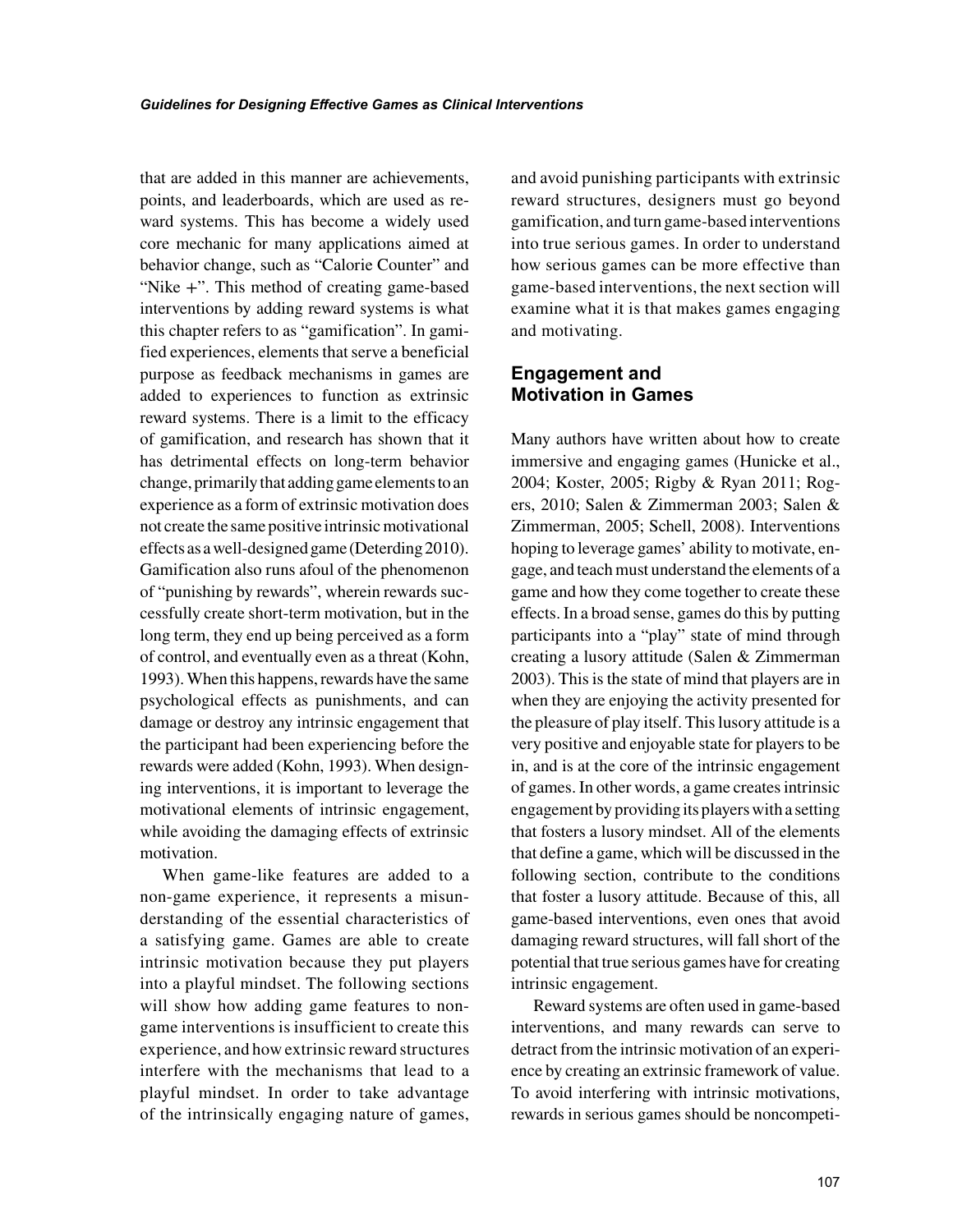that are added in this manner are achievements, points, and leaderboards, which are used as reward systems. This has become a widely used core mechanic for many applications aimed at behavior change, such as "Calorie Counter" and "Nike +". This method of creating game-based interventions by adding reward systems is what this chapter refers to as "gamification". In gamified experiences, elements that serve a beneficial purpose as feedback mechanisms in games are added to experiences to function as extrinsic reward systems. There is a limit to the efficacy of gamification, and research has shown that it has detrimental effects on long-term behavior change, primarily that adding game elements to an experience as a form of extrinsic motivation does not create the same positive intrinsic motivational effects as a well-designed game (Deterding 2010). Gamification also runs afoul of the phenomenon of "punishing by rewards", wherein rewards successfully create short-term motivation, but in the long term, they end up being perceived as a form of control, and eventually even as a threat (Kohn, 1993). When this happens, rewards have the same psychological effects as punishments, and can damage or destroy any intrinsic engagement that the participant had been experiencing before the rewards were added (Kohn, 1993). When designing interventions, it is important to leverage the motivational elements of intrinsic engagement, while avoiding the damaging effects of extrinsic motivation.

When game-like features are added to a non-game experience, it represents a misunderstanding of the essential characteristics of a satisfying game. Games are able to create intrinsic motivation because they put players into a playful mindset. The following sections will show how adding game features to non-game interventions is insufficient to create this experience, and how extrinsic reward structures interfere with the mechanisms that lead to a playful mindset. In order to take advantage of the intrinsically engaging nature of games, and avoid punishing participants with extrinsic reward structures, designers must go beyond gamification, and turn game-based interventions into true serious games. In order to understand how serious games can be more effective than game-based interventions, the next section will examine what it is that makes games engaging and motivating.

## Engagement and Motivation in Games

Many authors have written about how to create immersive and engaging games (Hunicke et al., 2004; Koster, 2005; Rigby & Ryan 2011; Rogers, 2010; Salen & Zimmerman 2003; Salen & Zimmerman, 2005; Schell, 2008). Interventions hoping to leverage games' ability to motivate, engage, and teach must understand the elements of a game and how they come together to create these effects. In a broad sense, games do this by putting participants into a "play" state of mind through creating a lusory attitude (Salen & Zimmerman 2003). This is the state of mind that players are in when they are enjoying the activity presented for the pleasure of play itself. This lusory attitude is a very positive and enjoyable state for players to be in, and is at the core of the intrinsic engagement of games. In other words, a game creates intrinsic engagement by providing its players with a setting that fosters a lusory mindset. All of the elements that define a game, which will be discussed in the following section, contribute to the conditions that foster a lusory attitude. Because of this, all game-based interventions, even ones that avoid damaging reward structures, will fall short of the potential that true serious games have for creating intrinsic engagement.

Reward systems are often used in game-based interventions, and many rewards can serve to detract from the intrinsic motivation of an experience by creating an extrinsic framework of value. To avoid interfering with intrinsic motivations, rewards in serious games should be noncompeti-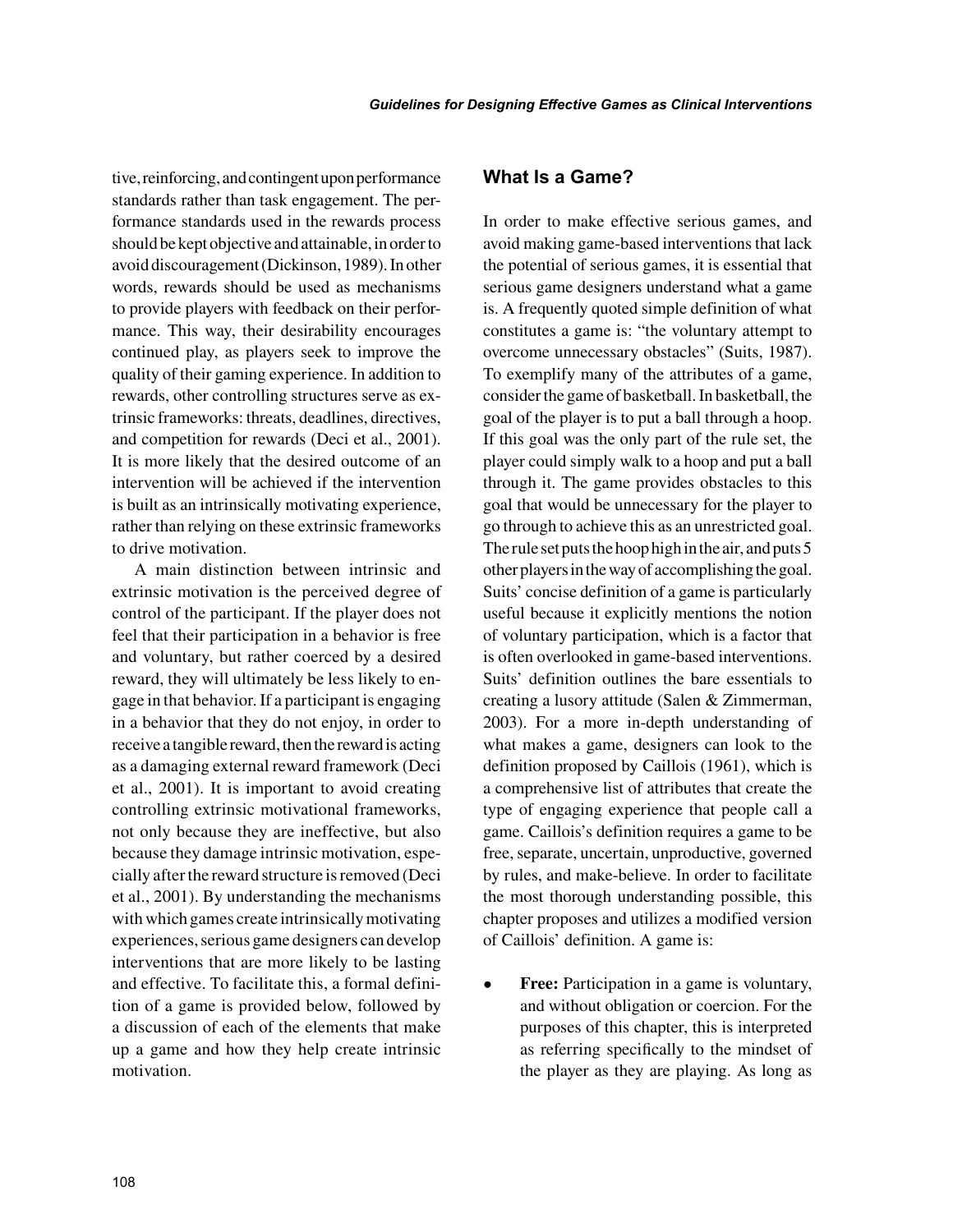tive, reinforcing, and contingent upon performance standards rather than task engagement. The performance standards used in the rewards process should be kept objective and attainable, in order to avoid discouragement (Dickinson, 1989). In other words, rewards should be used as mechanisms to provide players with feedback on their performance. This way, their desirability encourages continued play, as players seek to improve the quality of their gaming experience. In addition to rewards, other controlling structures serve as extrinsic frameworks: threats, deadlines, directives, and competition for rewards (Deci et al., 2001). It is more likely that the desired outcome of an intervention will be achieved if the intervention is built as an intrinsically motivating experience, rather than relying on these extrinsic frameworks to drive motivation.

A main distinction between intrinsic and extrinsic motivation is the perceived degree of control of the participant. If the player does not feel that their participation in a behavior is free and voluntary, but rather coerced by a desired reward, they will ultimately be less likely to engage in that behavior. If a participant is engaging in a behavior that they do not enjoy, in order to receive a tangible reward, then the reward is acting as a damaging external reward framework (Deci et al., 2001). It is important to avoid creating controlling extrinsic motivational frameworks, not only because they are ineffective, but also because they damage intrinsic motivation, especially after the reward structure is removed (Deci et al., 2001). By understanding the mechanisms with which games create intrinsically motivating experiences, serious game designers can develop interventions that are more likely to be lasting and effective. To facilitate this, a formal definition of a game is provided below, followed by a discussion of each of the elements that make up a game and how they help create intrinsic motivation.

## What Is a Game?

In order to make effective serious games, and avoid making game-based interventions that lack the potential of serious games, it is essential that serious game designers understand what a game is. A frequently quoted simple definition of what constitutes a game is: "the voluntary attempt to overcome unnecessary obstacles" (Suits, 1987). To exemplify many of the attributes of a game, consider the game of basketball. In basketball, the goal of the player is to put a ball through a hoop. If this goal was the only part of the rule set, the player could simply walk to a hoop and put a ball through it. The game provides obstacles to this goal that would be unnecessary for the player to go through to achieve this as an unrestricted goal. The rule set puts the hoop high in the air, and puts 5 other players in the way of accomplishing the goal. Suits' concise definition of a game is particularly useful because it explicitly mentions the notion of voluntary participation, which is a factor that is often overlooked in game-based interventions. Suits' definition outlines the bare essentials to creating a lusory attitude (Salen & Zimmerman, 2003). For a more in-depth understanding of what makes a game, designers can look to the definition proposed by Caillois (1961), which is a comprehensive list of attributes that create the type of engaging experience that people call a game. Caillois's definition requires a game to be free, separate, uncertain, unproductive, governed by rules, and make-believe. In order to facilitate the most thorough understanding possible, this chapter proposes and utilizes a modified version of Caillois' definition. A game is:

- **Free:** Participation in a game is voluntary, and without obligation or coercion. For the purposes of this chapter, this is interpreted as referring specifically to the mindset of the player as they are playing. As long as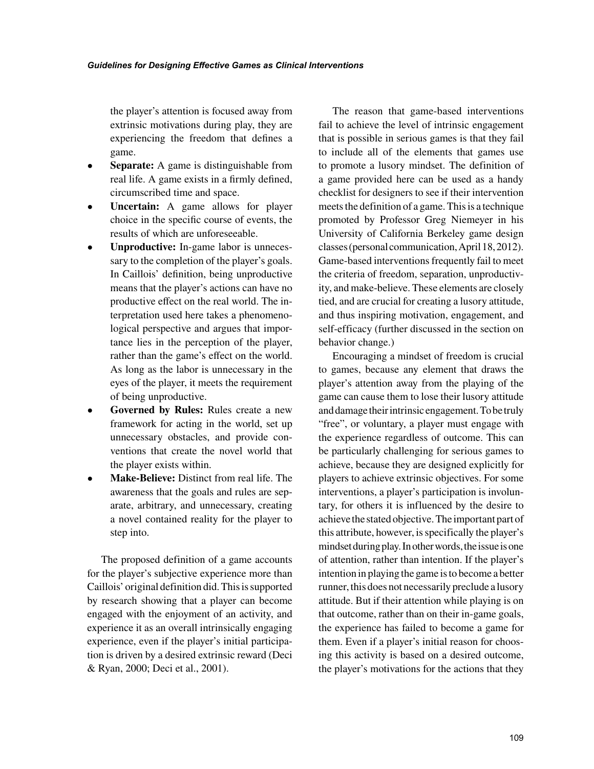the player's attention is focused away from extrinsic motivations during play, they are experiencing the freedom that defines a game.

- **Separate:** A game is distinguishable from real life. A game exists in a firmly defined, circumscribed time and space.
- **Uncertain:** A game allows for player choice in the specific course of events, the results of which are unforeseeable.
- **Unproductive:** In-game labor is unnecessary to the completion of the player's goals. In Caillois' definition, being unproductive means that the player's actions can have no productive effect on the real world. The interpretation used here takes a phenomenological perspective and argues that importance lies in the perception of the player, rather than the game's effect on the world. As long as the labor is unnecessary in the eyes of the player, it meets the requirement of being unproductive.
- **Governed by Rules:** Rules create a new framework for acting in the world, set up unnecessary obstacles, and provide conventions that create the novel world that the player exists within.
- **Make-Believe:** Distinct from real life. The awareness that the goals and rules are separate, arbitrary, and unnecessary, creating a novel contained reality for the player to step into.

The proposed definition of a game accounts for the player's subjective experience more than Caillois' original definition did. This is supported by research showing that a player can become engaged with the enjoyment of an activity, and experience it as an overall intrinsically engaging experience, even if the player's initial participation is driven by a desired extrinsic reward (Deci & Ryan, 2000; Deci et al., 2001).

The reason that game-based interventions fail to achieve the level of intrinsic engagement that is possible in serious games is that they fail to include all of the elements that games use to promote a lusory mindset. The definition of a game provided here can be used as a handy checklist for designers to see if their intervention meets the definition of a game. This is a technique promoted by Professor Greg Niemeyer in his University of California Berkeley game design classes (personal communication, April 18, 2012). Game-based interventions frequently fail to meet the criteria of freedom, separation, unproductivity, and make-believe. These elements are closely tied, and are crucial for creating a lusory attitude, and thus inspiring motivation, engagement, and self-efficacy (further discussed in the section on behavior change.)

Encouraging a mindset of freedom is crucial to games, because any element that draws the player's attention away from the playing of the game can cause them to lose their lusory attitude and damage their intrinsic engagement. To be truly "free", or voluntary, a player must engage with the experience regardless of outcome. This can be particularly challenging for serious games to achieve, because they are designed explicitly for players to achieve extrinsic objectives. For some interventions, a player's participation is involuntary, for others it is influenced by the desire to achieve the stated objective. The important part of this attribute, however, is specifically the player's mindset during play. In other words, the issue is one of attention, rather than intention. If the player's intention in playing the game is to become a better runner, this does not necessarily preclude a lusory attitude. But if their attention while playing is on that outcome, rather than on their in-game goals, the experience has failed to become a game for them. Even if a player's initial reason for choosing this activity is based on a desired outcome, the player's motivations for the actions that they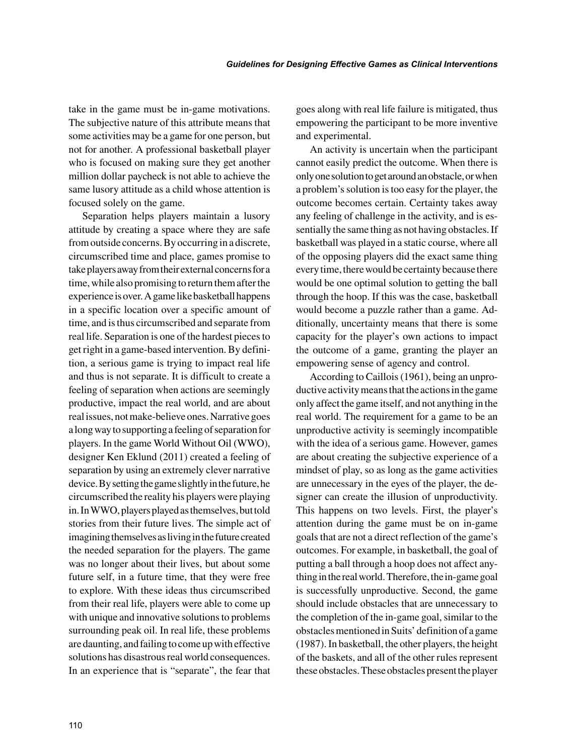take in the game must be in-game motivations. The subjective nature of this attribute means that some activities may be a game for one person, but not for another. A professional basketball player who is focused on making sure they get another million dollar paycheck is not able to achieve the same lusory attitude as a child whose attention is focused solely on the game.

Separation helps players maintain a lusory attitude by creating a space where they are safe from outside concerns. By occurring in a discrete, circumscribed time and place, games promise to take players away from their external concerns for a time, while also promising to return them after the experience is over. A game like basketball happens in a specific location over a specific amount of time, and is thus circumscribed and separate from real life. Separation is one of the hardest pieces to get right in a game-based intervention. By definition, a serious game is trying to impact real life and thus is not separate. It is difficult to create a feeling of separation when actions are seemingly productive, impact the real world, and are about real issues, not make-believe ones. Narrative goes a long way to supporting a feeling of separation for players. In the game World Without Oil (WWO), designer Ken Eklund (2011) created a feeling of separation by using an extremely clever narrative device. By setting the game slightly in the future, he circumscribed the reality his players were playing in. In WWO, players played as themselves, but told stories from their future lives. The simple act of imagining themselves as living in the future created the needed separation for the players. The game was no longer about their lives, but about some future self, in a future time, that they were free to explore. With these ideas thus circumscribed from their real life, players were able to come up with unique and innovative solutions to problems surrounding peak oil. In real life, these problems are daunting, and failing to come up with effective solutions has disastrous real world consequences. In an experience that is "separate", the fear that goes along with real life failure is mitigated, thus empowering the participant to be more inventive and experimental.

An activity is uncertain when the participant cannot easily predict the outcome. When there is only one solution to get around an obstacle, or when a problem's solution is too easy for the player, the outcome becomes certain. Certainty takes away any feeling of challenge in the activity, and is essentially the same thing as not having obstacles. If basketball was played in a static course, where all of the opposing players did the exact same thing every time, there would be certainty because there would be one optimal solution to getting the ball through the hoop. If this was the case, basketball would become a puzzle rather than a game. Additionally, uncertainty means that there is some capacity for the player's own actions to impact the outcome of a game, granting the player an empowering sense of agency and control.

According to Caillois (1961), being an unproductive activity means that the actions in the game only affect the game itself, and not anything in the real world. The requirement for a game to be an unproductive activity is seemingly incompatible with the idea of a serious game. However, games are about creating the subjective experience of a mindset of play, so as long as the game activities are unnecessary in the eyes of the player, the designer can create the illusion of unproductivity. This happens on two levels. First, the player's attention during the game must be on in-game goals that are not a direct reflection of the game's outcomes. For example, in basketball, the goal of putting a ball through a hoop does not affect anything in the real world. Therefore, the in-game goal is successfully unproductive. Second, the game should include obstacles that are unnecessary to the completion of the in-game goal, similar to the obstacles mentioned in Suits' definition of a game (1987). In basketball, the other players, the height of the baskets, and all of the other rules represent these obstacles. These obstacles present the player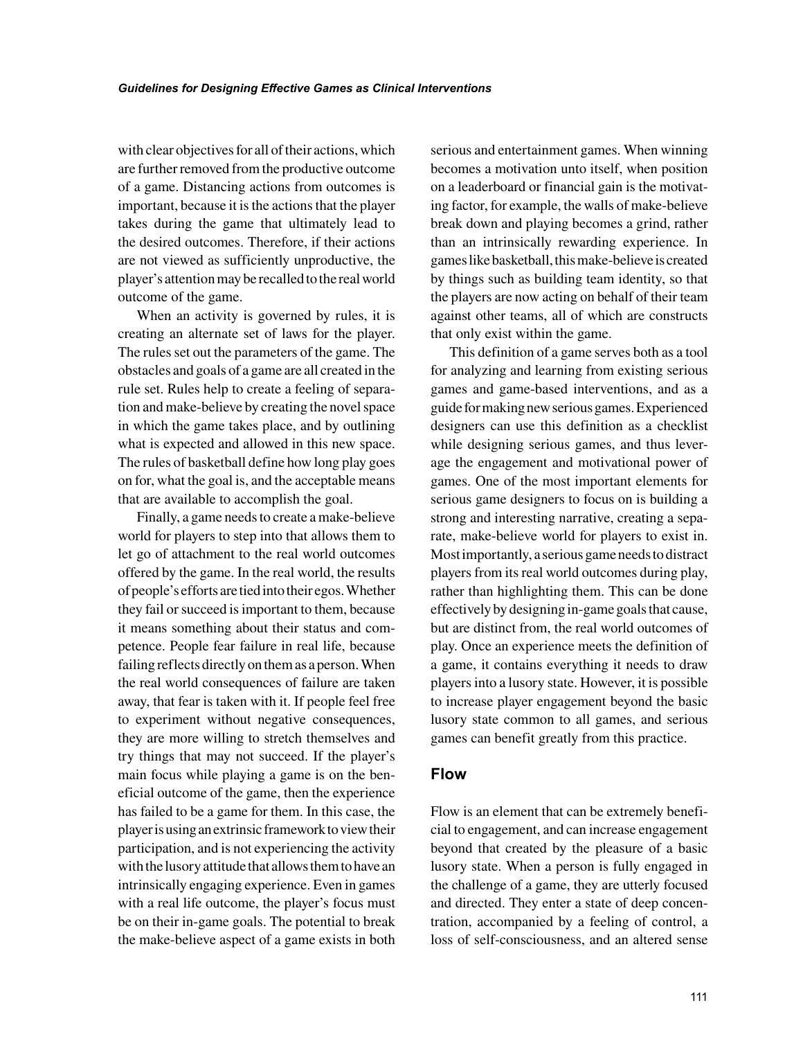with clear objectives for all of their actions, which are further removed from the productive outcome of a game. Distancing actions from outcomes is important, because it is the actions that the player takes during the game that ultimately lead to the desired outcomes. Therefore, if their actions are not viewed as sufficiently unproductive, the player's attention may be recalled to the real world outcome of the game.

When an activity is governed by rules, it is creating an alternate set of laws for the player. The rules set out the parameters of the game. The obstacles and goals of a game are all created in the rule set. Rules help to create a feeling of separation and make-believe by creating the novel space in which the game takes place, and by outlining what is expected and allowed in this new space. The rules of basketball define how long play goes on for, what the goal is, and the acceptable means that are available to accomplish the goal.

Finally, a game needs to create a make-believe world for players to step into that allows them to let go of attachment to the real world outcomes offered by the game. In the real world, the results of people's efforts are tied into their egos. Whether they fail or succeed is important to them, because it means something about their status and competence. People fear failure in real life, because failing reflects directly on them as a person. When the real world consequences of failure are taken away, that fear is taken with it. If people feel free to experiment without negative consequences, they are more willing to stretch themselves and try things that may not succeed. If the player's main focus while playing a game is on the beneficial outcome of the game, then the experience has failed to be a game for them. In this case, the player is using an extrinsic framework to view their participation, and is not experiencing the activity with the lusory attitude that allows them to have an intrinsically engaging experience. Even in games with a real life outcome, the player's focus must be on their in-game goals. The potential to break the make-believe aspect of a game exists in both serious and entertainment games. When winning becomes a motivation unto itself, when position on a leaderboard or financial gain is the motivating factor, for example, the walls of make-believe break down and playing becomes a grind, rather than an intrinsically rewarding experience. In games like basketball, this make-believe is created by things such as building team identity, so that the players are now acting on behalf of their team against other teams, all of which are constructs that only exist within the game.

This definition of a game serves both as a tool for analyzing and learning from existing serious games and game-based interventions, and as a guide for making new serious games. Experienced designers can use this definition as a checklist while designing serious games, and thus leverage the engagement and motivational power of games. One of the most important elements for serious game designers to focus on is building a strong and interesting narrative, creating a separate, make-believe world for players to exist in. Most importantly, a serious game needs to distract players from its real world outcomes during play, rather than highlighting them. This can be done effectively by designing in-game goals that cause, but are distinct from, the real world outcomes of play. Once an experience meets the definition of a game, it contains everything it needs to draw players into a lusory state. However, it is possible to increase player engagement beyond the basic lusory state common to all games, and serious games can benefit greatly from this practice.

## Flow

Flow is an element that can be extremely beneficial to engagement, and can increase engagement beyond that created by the pleasure of a basic lusory state. When a person is fully engaged in the challenge of a game, they are utterly focused and directed. They enter a state of deep concentration, accompanied by a feeling of control, a loss of self-consciousness, and an altered sense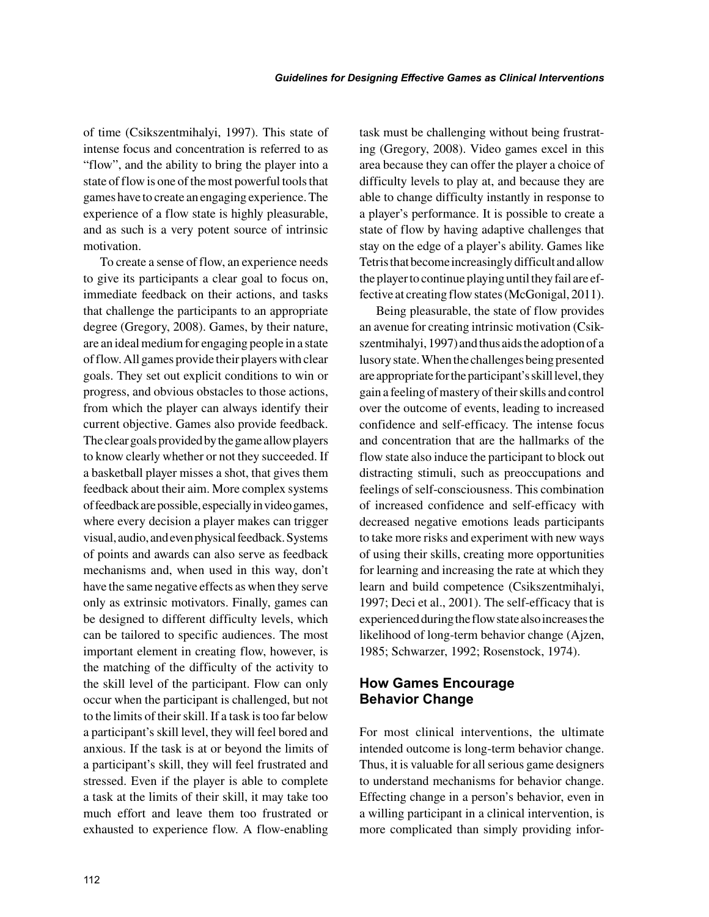of time (Csikszentmihalyi, 1997). This state of intense focus and concentration is referred to as "flow", and the ability to bring the player into a state of flow is one of the most powerful tools that games have to create an engaging experience. The experience of a flow state is highly pleasurable, and as such is a very potent source of intrinsic motivation.

To create a sense of flow, an experience needs to give its participants a clear goal to focus on, immediate feedback on their actions, and tasks that challenge the participants to an appropriate degree (Gregory, 2008). Games, by their nature, are an ideal medium for engaging people in a state of flow. All games provide their players with clear goals. They set out explicit conditions to win or progress, and obvious obstacles to those actions, from which the player can always identify their current objective. Games also provide feedback. The clear goals provided by the game allow players to know clearly whether or not they succeeded. If a basketball player misses a shot, that gives them feedback about their aim. More complex systems of feedback are possible, especially in video games, where every decision a player makes can trigger visual, audio, and even physical feedback. Systems of points and awards can also serve as feedback mechanisms and, when used in this way, don't have the same negative effects as when they serve only as extrinsic motivators. Finally, games can be designed to different difficulty levels, which can be tailored to specific audiences. The most important element in creating flow, however, is the matching of the difficulty of the activity to the skill level of the participant. Flow can only occur when the participant is challenged, but not to the limits of their skill. If a task is too far below a participant's skill level, they will feel bored and anxious. If the task is at or beyond the limits of a participant's skill, they will feel frustrated and stressed. Even if the player is able to complete a task at the limits of their skill, it may take too much effort and leave them too frustrated or exhausted to experience flow. A flow-enabling task must be challenging without being frustrating (Gregory, 2008). Video games excel in this area because they can offer the player a choice of difficulty levels to play at, and because they are able to change difficulty instantly in response to a player's performance. It is possible to create a state of flow by having adaptive challenges that stay on the edge of a player's ability. Games like Tetris that become increasingly difficult and allow the player to continue playing until they fail are effective at creating flow states (McGonigal, 2011).

Being pleasurable, the state of flow provides an avenue for creating intrinsic motivation (Csikszentmihalyi, 1997) and thus aids the adoption of a lusory state. When the challenges being presented are appropriate for the participant's skill level, they gain a feeling of mastery of their skills and control over the outcome of events, leading to increased confidence and self-efficacy. The intense focus and concentration that are the hallmarks of the flow state also induce the participant to block out distracting stimuli, such as preoccupations and feelings of self-consciousness. This combination of increased confidence and self-efficacy with decreased negative emotions leads participants to take more risks and experiment with new ways of using their skills, creating more opportunities for learning and increasing the rate at which they learn and build competence (Csikszentmihalyi, 1997; Deci et al., 2001). The self-efficacy that is experienced during the flow state also increases the likelihood of long-term behavior change (Ajzen, 1985; Schwarzer, 1992; Rosenstock, 1974).

## How Games Encourage Behavior Change

For most clinical interventions, the ultimate intended outcome is long-term behavior change. Thus, it is valuable for all serious game designers to understand mechanisms for behavior change. Effecting change in a person's behavior, even in a willing participant in a clinical intervention, is more complicated than simply providing infor-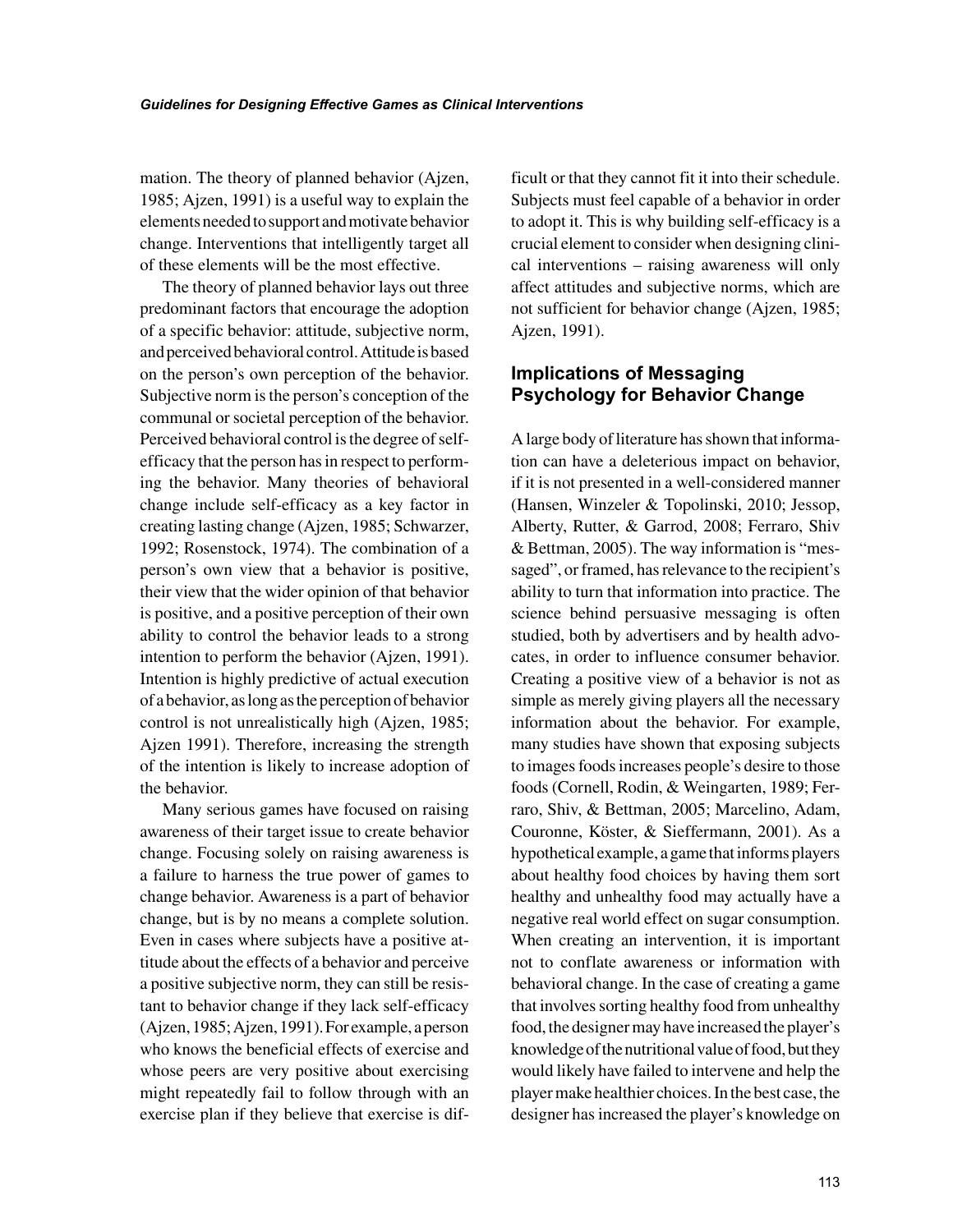mation. The theory of planned behavior (Ajzen, 1985; Ajzen, 1991) is a useful way to explain the elements needed to support and motivate behavior change. Interventions that intelligently target all of these elements will be the most effective.

The theory of planned behavior lays out three predominant factors that encourage the adoption of a specific behavior: attitude, subjective norm, and perceived behavioral control. Attitude is based on the person's own perception of the behavior. Subjective norm is the person's conception of the communal or societal perception of the behavior. Perceived behavioral control is the degree of self-efficacy that the person has in respect to performing the behavior. Many theories of behavioral change include self-efficacy as a key factor in creating lasting change (Ajzen, 1985; Schwarzer, 1992; Rosenstock, 1974). The combination of a person's own view that a behavior is positive, their view that the wider opinion of that behavior is positive, and a positive perception of their own ability to control the behavior leads to a strong intention to perform the behavior (Ajzen, 1991). Intention is highly predictive of actual execution of a behavior, as long as the perception of behavior control is not unrealistically high (Ajzen, 1985; Ajzen 1991). Therefore, increasing the strength of the intention is likely to increase adoption of the behavior.

Many serious games have focused on raising awareness of their target issue to create behavior change. Focusing solely on raising awareness is a failure to harness the true power of games to change behavior. Awareness is a part of behavior change, but is by no means a complete solution. Even in cases where subjects have a positive attitude about the effects of a behavior and perceive a positive subjective norm, they can still be resistant to behavior change if they lack self-efficacy (Ajzen, 1985; Ajzen, 1991). For example, a person who knows the beneficial effects of exercise and whose peers are very positive about exercising might repeatedly fail to follow through with an exercise plan if they believe that exercise is difficult or that they cannot fit it into their schedule. Subjects must feel capable of a behavior in order to adopt it. This is why building self-efficacy is a crucial element to consider when designing clinical interventions – raising awareness will only affect attitudes and subjective norms, which are not sufficient for behavior change (Ajzen, 1985; Ajzen, 1991).

## Implications of Messaging Psychology for Behavior Change

A large body of literature has shown that information can have a deleterious impact on behavior, if it is not presented in a well-considered manner (Hansen, Winzeler & Topolinski, 2010; Jessop, Alberty, Rutter, & Garrod, 2008; Ferraro, Shiv & Bettman, 2005). The way information is "messaged", or framed, has relevance to the recipient's ability to turn that information into practice. The science behind persuasive messaging is often studied, both by advertisers and by health advocates, in order to influence consumer behavior. Creating a positive view of a behavior is not as simple as merely giving players all the necessary information about the behavior. For example, many studies have shown that exposing subjects to images foods increases people's desire to those foods (Cornell, Rodin, & Weingarten, 1989; Ferraro, Shiv, & Bettman, 2005; Marcelino, Adam, Couronne, Köster, & Sieffermann, 2001). As a hypothetical example, a game that informs players about healthy food choices by having them sort healthy and unhealthy food may actually have a negative real world effect on sugar consumption. When creating an intervention, it is important not to conflate awareness or information with behavioral change. In the case of creating a game that involves sorting healthy food from unhealthy food, the designer may have increased the player's knowledge of the nutritional value of food, but they would likely have failed to intervene and help the player make healthier choices. In the best case, the designer has increased the player's knowledge on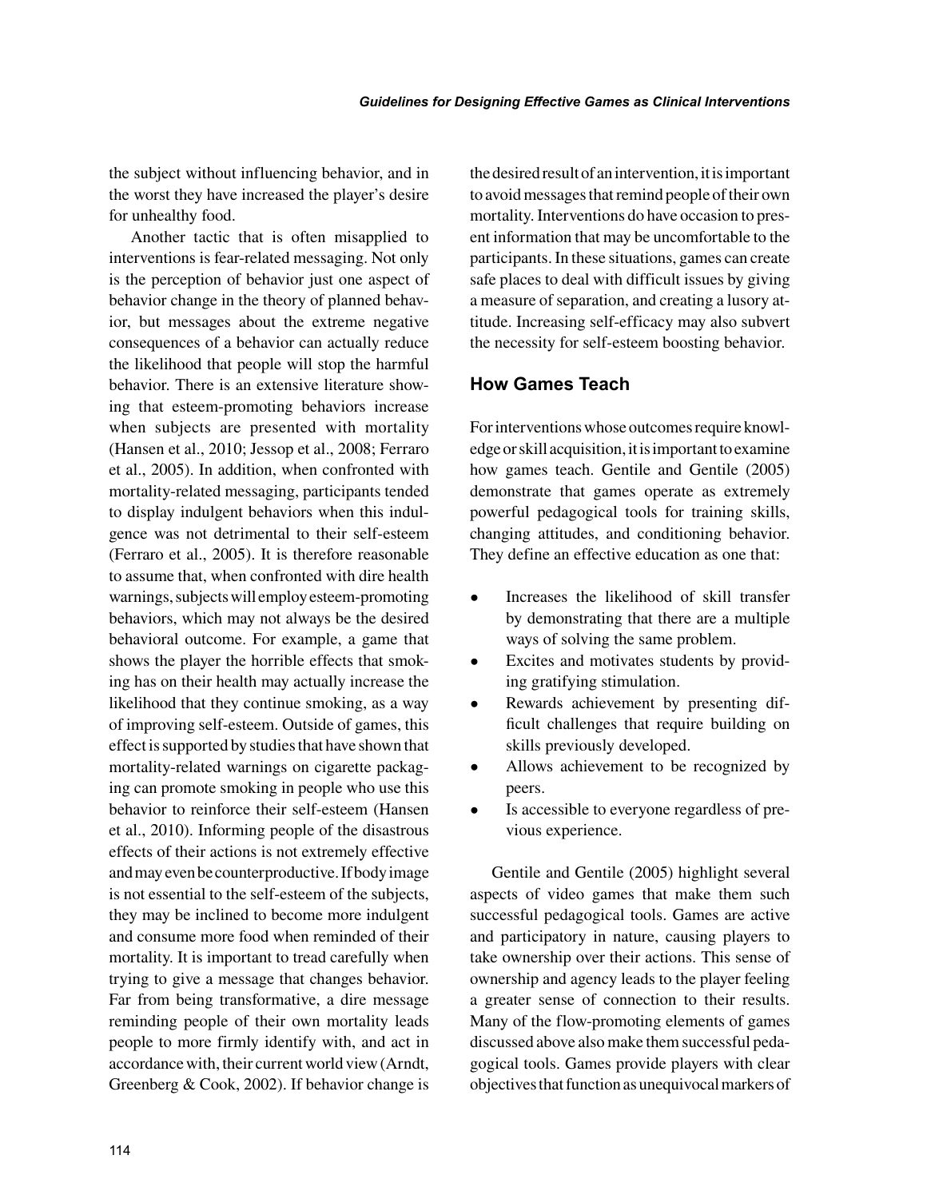the subject without influencing behavior, and in the worst they have increased the player's desire for unhealthy food.

Another tactic that is often misapplied to interventions is fear-related messaging. Not only is the perception of behavior just one aspect of behavior change in the theory of planned behavior, but messages about the extreme negative consequences of a behavior can actually reduce the likelihood that people will stop the harmful behavior. There is an extensive literature showing that esteem-promoting behaviors increase when subjects are presented with mortality (Hansen et al., 2010; Jessop et al., 2008; Ferraro et al., 2005). In addition, when confronted with mortality-related messaging, participants tended to display indulgent behaviors when this indulgence was not detrimental to their self-esteem (Ferraro et al., 2005). It is therefore reasonable to assume that, when confronted with dire health warnings, subjects will employ esteem-promoting behaviors, which may not always be the desired behavioral outcome. For example, a game that shows the player the horrible effects that smoking has on their health may actually increase the likelihood that they continue smoking, as a way of improving self-esteem. Outside of games, this effect is supported by studies that have shown that mortality-related warnings on cigarette packaging can promote smoking in people who use this behavior to reinforce their self-esteem (Hansen et al., 2010). Informing people of the disastrous effects of their actions is not extremely effective and may even be counterproductive. If body image is not essential to the self-esteem of the subjects, they may be inclined to become more indulgent and consume more food when reminded of their mortality. It is important to tread carefully when trying to give a message that changes behavior. Far from being transformative, a dire message reminding people of their own mortality leads people to more firmly identify with, and act in accordance with, their current world view (Arndt, Greenberg & Cook, 2002). If behavior change is the desired result of an intervention, it is important to avoid messages that remind people of their own mortality. Interventions do have occasion to present information that may be uncomfortable to the participants. In these situations, games can create safe places to deal with difficult issues by giving a measure of separation, and creating a lusory attitude. Increasing self-efficacy may also subvert the necessity for self-esteem boosting behavior.

## How Games Teach

For interventions whose outcomes require knowledge or skill acquisition, it is important to examine how games teach. Gentile and Gentile (2005) demonstrate that games operate as extremely powerful pedagogical tools for training skills, changing attitudes, and conditioning behavior. They define an effective education as one that:

- Increases the likelihood of skill transfer by demonstrating that there are a multiple ways of solving the same problem.
- Excites and motivates students by providing gratifying stimulation.
- Rewards achievement by presenting difficult challenges that require building on skills previously developed.
- Allows achievement to be recognized by peers.
- Is accessible to everyone regardless of previous experience.

Gentile and Gentile (2005) highlight several aspects of video games that make them such successful pedagogical tools. Games are active and participatory in nature, causing players to take ownership over their actions. This sense of ownership and agency leads to the player feeling a greater sense of connection to their results. Many of the flow-promoting elements of games discussed above also make them successful pedagogical tools. Games provide players with clear objectives that function as unequivocal markers of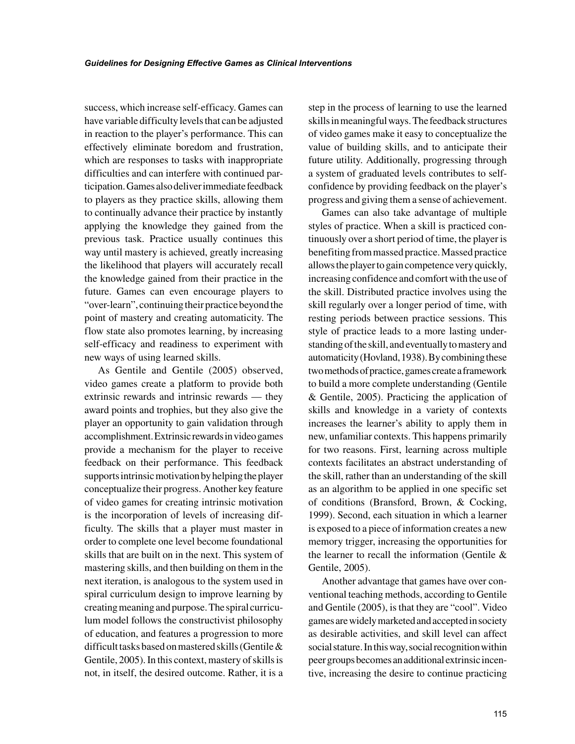success, which increase self-efficacy. Games can have variable difficulty levels that can be adjusted in reaction to the player's performance. This can effectively eliminate boredom and frustration, which are responses to tasks with inappropriate difficulties and can interfere with continued participation. Games also deliver immediate feedback to players as they practice skills, allowing them to continually advance their practice by instantly applying the knowledge they gained from the previous task. Practice usually continues this way until mastery is achieved, greatly increasing the likelihood that players will accurately recall the knowledge gained from their practice in the future. Games can even encourage players to "over-learn", continuing their practice beyond the point of mastery and creating automaticity. The flow state also promotes learning, by increasing self-efficacy and readiness to experiment with new ways of using learned skills.

As Gentile and Gentile (2005) observed, video games create a platform to provide both extrinsic rewards and intrinsic rewards — they award points and trophies, but they also give the player an opportunity to gain validation through accomplishment. Extrinsic rewards in video games provide a mechanism for the player to receive feedback on their performance. This feedback supports intrinsic motivation by helping the player conceptualize their progress. Another key feature of video games for creating intrinsic motivation is the incorporation of levels of increasing difficulty. The skills that a player must master in order to complete one level become foundational skills that are built on in the next. This system of mastering skills, and then building on them in the next iteration, is analogous to the system used in spiral curriculum design to improve learning by creating meaning and purpose. The spiral curriculum model follows the constructivist philosophy of education, and features a progression to more difficult tasks based on mastered skills (Gentile & Gentile, 2005). In this context, mastery of skills is not, in itself, the desired outcome. Rather, it is a step in the process of learning to use the learned skills in meaningful ways. The feedback structures of video games make it easy to conceptualize the value of building skills, and to anticipate their future utility. Additionally, progressing through a system of graduated levels contributes to self-confidence by providing feedback on the player's progress and giving them a sense of achievement.

Games can also take advantage of multiple styles of practice. When a skill is practiced continuously over a short period of time, the player is benefiting from massed practice. Massed practice allows the player to gain competence very quickly, increasing confidence and comfort with the use of the skill. Distributed practice involves using the skill regularly over a longer period of time, with resting periods between practice sessions. This style of practice leads to a more lasting understanding of the skill, and eventually to mastery and automaticity (Hovland, 1938). By combining these two methods of practice, games create a framework to build a more complete understanding (Gentile & Gentile, 2005). Practicing the application of skills and knowledge in a variety of contexts increases the learner's ability to apply them in new, unfamiliar contexts. This happens primarily for two reasons. First, learning across multiple contexts facilitates an abstract understanding of the skill, rather than an understanding of the skill as an algorithm to be applied in one specific set of conditions (Bransford, Brown, & Cocking, 1999). Second, each situation in which a learner is exposed to a piece of information creates a new memory trigger, increasing the opportunities for the learner to recall the information (Gentile & Gentile, 2005).

Another advantage that games have over conventional teaching methods, according to Gentile and Gentile (2005), is that they are "cool". Video games are widely marketed and accepted in society as desirable activities, and skill level can affect social stature. In this way, social recognition within peer groups becomes an additional extrinsic incentive, increasing the desire to continue practicing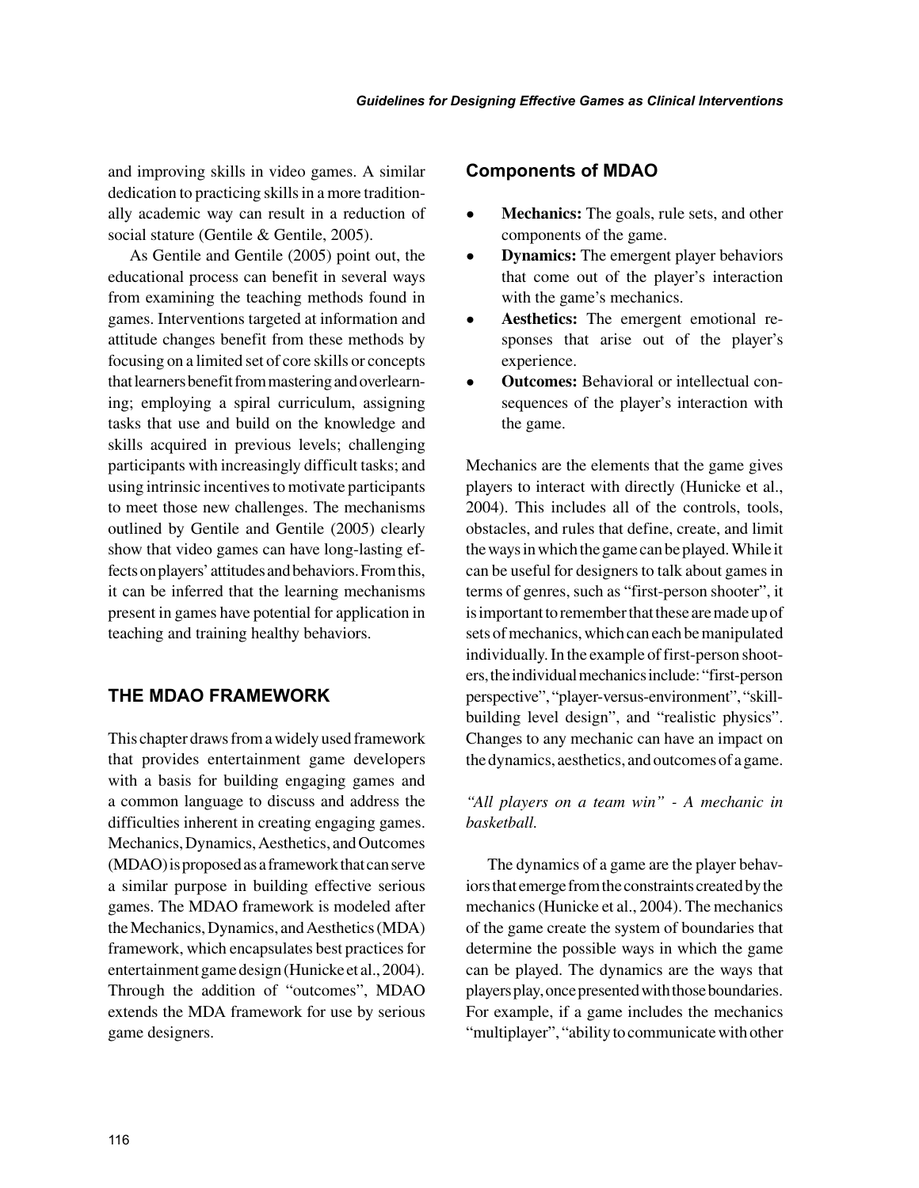and improving skills in video games. A similar dedication to practicing skills in a more traditionally academic way can result in a reduction of social stature (Gentile & Gentile, 2005).

As Gentile and Gentile (2005) point out, the educational process can benefit in several ways from examining the teaching methods found in games. Interventions targeted at information and attitude changes benefit from these methods by focusing on a limited set of core skills or concepts that learners benefit from mastering and overlearning; employing a spiral curriculum, assigning tasks that use and build on the knowledge and skills acquired in previous levels; challenging participants with increasingly difficult tasks; and using intrinsic incentives to motivate participants to meet those new challenges. The mechanisms outlined by Gentile and Gentile (2005) clearly show that video games can have long-lasting effects on players' attitudes and behaviors. From this, it can be inferred that the learning mechanisms present in games have potential for application in teaching and training healthy behaviors.

## THE MDAO FRAMEWORK

This chapter draws from a widely used framework that provides entertainment game developers with a basis for building engaging games and a common language to discuss and address the difficulties inherent in creating engaging games. Mechanics, Dynamics, Aesthetics, and Outcomes (MDAO) is proposed as a framework that can serve a similar purpose in building effective serious games. The MDAO framework is modeled after the Mechanics, Dynamics, and Aesthetics (MDA) framework, which encapsulates best practices for entertainment game design (Hunicke et al., 2004). Through the addition of "outcomes", MDAO extends the MDA framework for use by serious game designers.

### Components of MDAO

- **Mechanics:** The goals, rule sets, and other components of the game.
- **Dynamics:** The emergent player behaviors that come out of the player's interaction with the game's mechanics.
- **Aesthetics:** The emergent emotional responses that arise out of the player's experience.
- **Outcomes:** Behavioral or intellectual consequences of the player's interaction with the game.

Mechanics are the elements that the game gives players to interact with directly (Hunicke et al., 2004). This includes all of the controls, tools, obstacles, and rules that define, create, and limit the ways in which the game can be played. While it can be useful for designers to talk about games in terms of genres, such as "first-person shooter", it is important to remember that these are made up of sets of mechanics, which can each be manipulated individually. In the example of first-person shooters, the individual mechanics include: "first-person perspective", "player-versus-environment", "skill-building level design", and "realistic physics". Changes to any mechanic can have an impact on the dynamics, aesthetics, and outcomes of a game.

*"All players on a team win" - A mechanic in basketball.*

The dynamics of a game are the player behaviors that emerge from the constraints created by the mechanics (Hunicke et al., 2004). The mechanics of the game create the system of boundaries that determine the possible ways in which the game can be played. The dynamics are the ways that players play, once presented with those boundaries. For example, if a game includes the mechanics "multiplayer", "ability to communicate with other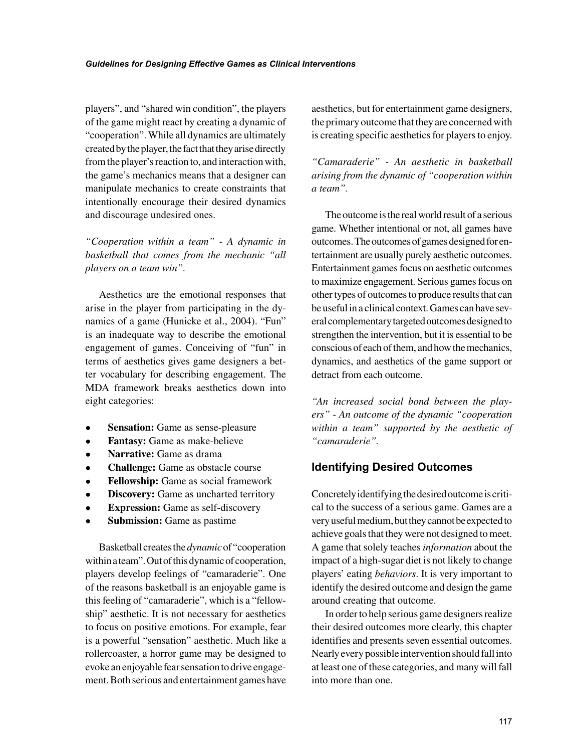players", and "shared win condition", the players of the game might react by creating a dynamic of "cooperation". While all dynamics are ultimately created by the player, the fact that they arise directly from the player's reaction to, and interaction with, the game's mechanics means that a designer can manipulate mechanics to create constraints that intentionally encourage their desired dynamics and discourage undesired ones.

*"Cooperation within a team" - A dynamic in basketball that comes from the mechanic "all players on a team win".*

Aesthetics are the emotional responses that arise in the player from participating in the dynamics of a game (Hunicke et al., 2004). "Fun" is an inadequate way to describe the emotional engagement of games. Conceiving of "fun" in terms of aesthetics gives game designers a better vocabulary for describing engagement. The MDA framework breaks aesthetics down into eight categories:

- **Sensation:** Game as sense-pleasure
- **Fantasy:** Game as make-believe
- **Narrative:** Game as drama
- **Challenge:** Game as obstacle course
- **Fellowship:** Game as social framework
- **Discovery:** Game as uncharted territory
- **Expression:** Game as self-discovery
- **Submission:** Game as pastime

Basketball creates the *dynamic* of "cooperation within a team". Out of this dynamic of cooperation, players develop feelings of "camaraderie". One of the reasons basketball is an enjoyable game is this feeling of "camaraderie", which is a "fellowship" aesthetic. It is not necessary for aesthetics to focus on positive emotions. For example, fear is a powerful "sensation" aesthetic. Much like a rollercoaster, a horror game may be designed to evoke an enjoyable fear sensation to drive engagement. Both serious and entertainment games have aesthetics, but for entertainment game designers, the primary outcome that they are concerned with is creating specific aesthetics for players to enjoy.

*"Camaraderie" - An aesthetic in basketball arising from the dynamic of "cooperation within a team".*

The outcome is the real world result of a serious game. Whether intentional or not, all games have outcomes. The outcomes of games designed for entertainment are usually purely aesthetic outcomes. Entertainment games focus on aesthetic outcomes to maximize engagement. Serious games focus on other types of outcomes to produce results that can be useful in a clinical context. Games can have several complementary targeted outcomes designed to strengthen the intervention, but it is essential to be conscious of each of them, and how the mechanics, dynamics, and aesthetics of the game support or detract from each outcome.

*"An increased social bond between the players" - An outcome of the dynamic "cooperation within a team" supported by the aesthetic of "camaraderie".*

## Identifying Desired Outcomes

Concretely identifying the desired outcome is critical to the success of a serious game. Games are a very useful medium, but they cannot be expected to achieve goals that they were not designed to meet. A game that solely teaches *information* about the impact of a high-sugar diet is not likely to change players' eating *behaviors*. It is very important to identify the desired outcome and design the game around creating that outcome.

In order to help serious game designers realize their desired outcomes more clearly, this chapter identifies and presents seven essential outcomes. Nearly every possible intervention should fall into at least one of these categories, and many will fall into more than one.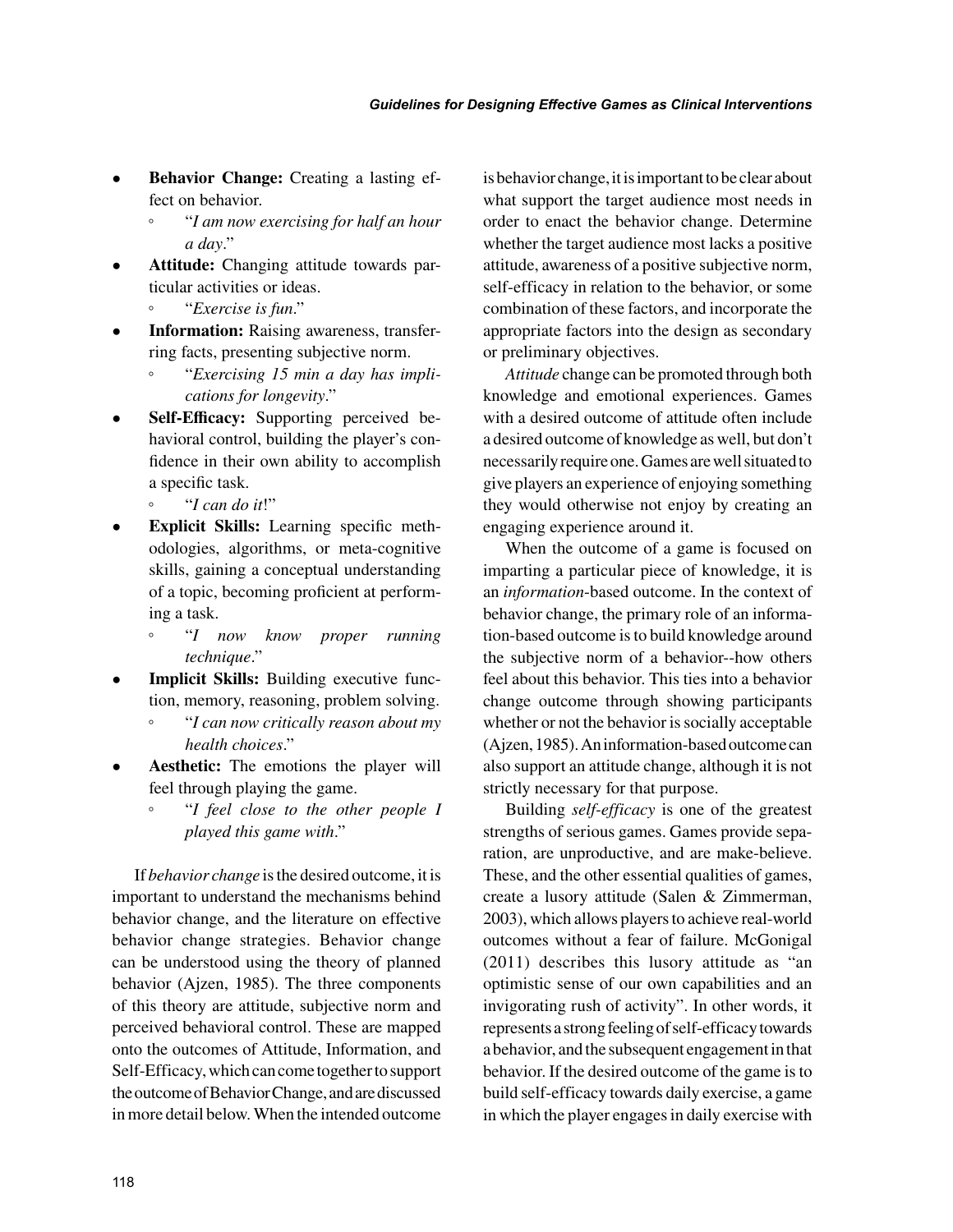- **Behavior Change:** Creating a lasting effect on behavior.
    - "*I am now exercising for half an hour a day*."
- **Attitude:** Changing attitude towards particular activities or ideas.
    - "*Exercise is fun*."
- **Information:** Raising awareness, transferring facts, presenting subjective norm.
    - "*Exercising 15 min a day has implications for longevity*."
- **Self-Efficacy:** Supporting perceived behavioral control, building the player's confidence in their own ability to accomplish a specific task.
    - "*I can do it*!"
- **Explicit Skills:** Learning specific methodologies, algorithms, or meta-cognitive skills, gaining a conceptual understanding of a topic, becoming proficient at performing a task.
    - "*I now know proper running technique*."
- **Implicit Skills:** Building executive function, memory, reasoning, problem solving.
    - "*I can now critically reason about my health choices*."
- **Aesthetic:** The emotions the player will feel through playing the game.
    - "*I feel close to the other people I played this game with*."

If *behavior change* is the desired outcome, it is important to understand the mechanisms behind behavior change, and the literature on effective behavior change strategies. Behavior change can be understood using the theory of planned behavior (Ajzen, 1985). The three components of this theory are attitude, subjective norm and perceived behavioral control. These are mapped onto the outcomes of Attitude, Information, and Self-Efficacy, which can come together to support the outcome of Behavior Change, and are discussed in more detail below. When the intended outcome is behavior change, it is important to be clear about what support the target audience most needs in order to enact the behavior change. Determine whether the target audience most lacks a positive attitude, awareness of a positive subjective norm, self-efficacy in relation to the behavior, or some combination of these factors, and incorporate the appropriate factors into the design as secondary or preliminary objectives.

*Attitude* change can be promoted through both knowledge and emotional experiences. Games with a desired outcome of attitude often include a desired outcome of knowledge as well, but don't necessarily require one. Games are well situated to give players an experience of enjoying something they would otherwise not enjoy by creating an engaging experience around it.

When the outcome of a game is focused on imparting a particular piece of knowledge, it is an *information*-based outcome. In the context of behavior change, the primary role of an information-based outcome is to build knowledge around the subjective norm of a behavior--how others feel about this behavior. This ties into a behavior change outcome through showing participants whether or not the behavior is socially acceptable (Ajzen, 1985). An information-based outcome can also support an attitude change, although it is not strictly necessary for that purpose.

Building *self-efficacy* is one of the greatest strengths of serious games. Games provide separation, are unproductive, and are make-believe. These, and the other essential qualities of games, create a lusory attitude (Salen & Zimmerman, 2003), which allows players to achieve real-world outcomes without a fear of failure. McGonigal (2011) describes this lusory attitude as "an optimistic sense of our own capabilities and an invigorating rush of activity". In other words, it represents a strong feeling of self-efficacy towards a behavior, and the subsequent engagement in that behavior. If the desired outcome of the game is to build self-efficacy towards daily exercise, a game in which the player engages in daily exercise with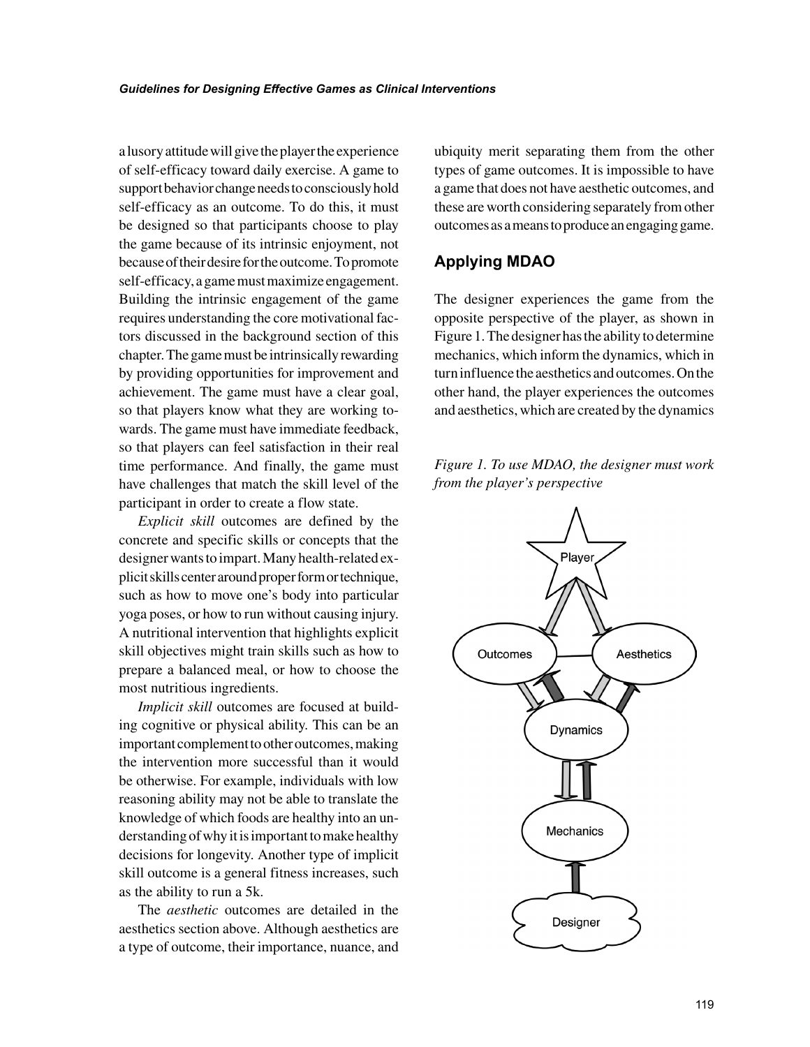a lusory attitude will give the player the experience of self-efficacy toward daily exercise. A game to support behavior change needs to consciously hold self-efficacy as an outcome. To do this, it must be designed so that participants choose to play the game because of its intrinsic enjoyment, not because of their desire for the outcome. To promote self-efficacy, a game must maximize engagement. Building the intrinsic engagement of the game requires understanding the core motivational factors discussed in the background section of this chapter. The game must be intrinsically rewarding by providing opportunities for improvement and achievement. The game must have a clear goal, so that players know what they are working towards. The game must have immediate feedback, so that players can feel satisfaction in their real time performance. And finally, the game must have challenges that match the skill level of the participant in order to create a flow state.

*Explicit skill* outcomes are defined by the concrete and specific skills or concepts that the designer wants to impart. Many health-related explicit skills center around proper form or technique, such as how to move one's body into particular yoga poses, or how to run without causing injury. A nutritional intervention that highlights explicit skill objectives might train skills such as how to prepare a balanced meal, or how to choose the most nutritious ingredients.

*Implicit skill* outcomes are focused at building cognitive or physical ability. This can be an important complement to other outcomes, making the intervention more successful than it would be otherwise. For example, individuals with low reasoning ability may not be able to translate the knowledge of which foods are healthy into an understanding of why it is important to make healthy decisions for longevity. Another type of implicit skill outcome is a general fitness increases, such as the ability to run a 5k.

The *aesthetic* outcomes are detailed in the aesthetics section above. Although aesthetics are a type of outcome, their importance, nuance, and ubiquity merit separating them from the other types of game outcomes. It is impossible to have a game that does not have aesthetic outcomes, and these are worth considering separately from other outcomes as a means to produce an engaging game.

## Applying MDAO

The designer experiences the game from the opposite perspective of the player, as shown in Figure 1. The designer has the ability to determine mechanics, which inform the dynamics, which in turn influence the aesthetics and outcomes. On the other hand, the player experiences the outcomes and aesthetics, which are created by the dynamics

*Figure 1. To use MDAO, the designer must work from the player's perspective*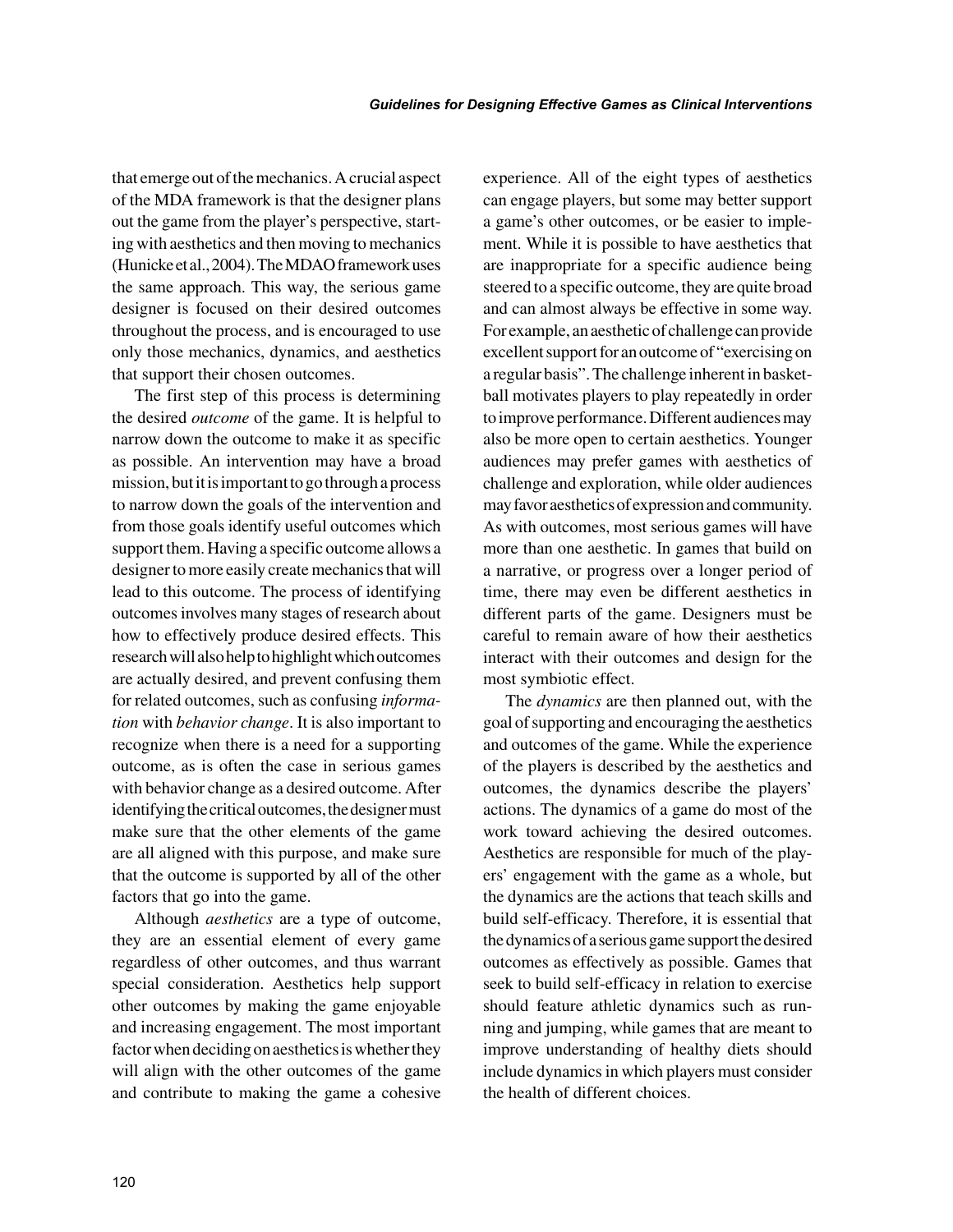that emerge out of the mechanics. A crucial aspect of the MDA framework is that the designer plans out the game from the player's perspective, starting with aesthetics and then moving to mechanics (Hunicke et al., 2004). The MDAO framework uses the same approach. This way, the serious game designer is focused on their desired outcomes throughout the process, and is encouraged to use only those mechanics, dynamics, and aesthetics that support their chosen outcomes.

The first step of this process is determining the desired *outcome* of the game. It is helpful to narrow down the outcome to make it as specific as possible. An intervention may have a broad mission, but it is important to go through a process to narrow down the goals of the intervention and from those goals identify useful outcomes which support them. Having a specific outcome allows a designer to more easily create mechanics that will lead to this outcome. The process of identifying outcomes involves many stages of research about how to effectively produce desired effects. This research will also help to highlight which outcomes are actually desired, and prevent confusing them for related outcomes, such as confusing *information* with *behavior change*. It is also important to recognize when there is a need for a supporting outcome, as is often the case in serious games with behavior change as a desired outcome. After identifying the critical outcomes, the designer must make sure that the other elements of the game are all aligned with this purpose, and make sure that the outcome is supported by all of the other factors that go into the game.

Although *aesthetics* are a type of outcome, they are an essential element of every game regardless of other outcomes, and thus warrant special consideration. Aesthetics help support other outcomes by making the game enjoyable and increasing engagement. The most important factor when deciding on aesthetics is whether they will align with the other outcomes of the game and contribute to making the game a cohesive experience. All of the eight types of aesthetics can engage players, but some may better support a game's other outcomes, or be easier to implement. While it is possible to have aesthetics that are inappropriate for a specific audience being steered to a specific outcome, they are quite broad and can almost always be effective in some way. For example, an aesthetic of challenge can provide excellent support for an outcome of "exercising on a regular basis". The challenge inherent in basketball motivates players to play repeatedly in order to improve performance. Different audiences may also be more open to certain aesthetics. Younger audiences may prefer games with aesthetics of challenge and exploration, while older audiences may favor aesthetics of expression and community. As with outcomes, most serious games will have more than one aesthetic. In games that build on a narrative, or progress over a longer period of time, there may even be different aesthetics in different parts of the game. Designers must be careful to remain aware of how their aesthetics interact with their outcomes and design for the most symbiotic effect.

The *dynamics* are then planned out, with the goal of supporting and encouraging the aesthetics and outcomes of the game. While the experience of the players is described by the aesthetics and outcomes, the dynamics describe the players' actions. The dynamics of a game do most of the work toward achieving the desired outcomes. Aesthetics are responsible for much of the players' engagement with the game as a whole, but the dynamics are the actions that teach skills and build self-efficacy. Therefore, it is essential that the dynamics of a serious game support the desired outcomes as effectively as possible. Games that seek to build self-efficacy in relation to exercise should feature athletic dynamics such as running and jumping, while games that are meant to improve understanding of healthy diets should include dynamics in which players must consider the health of different choices.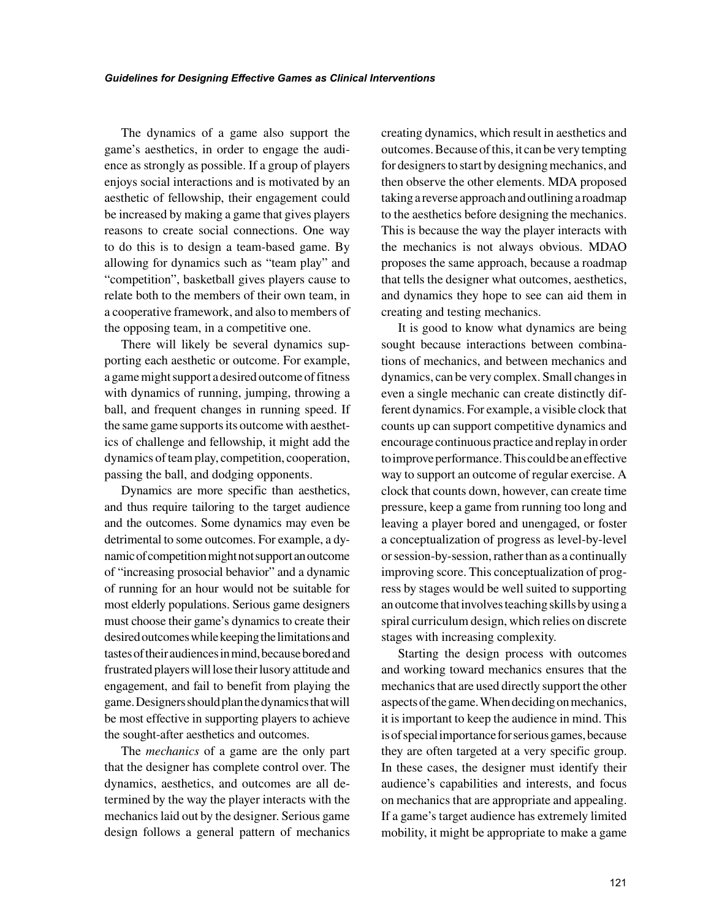The dynamics of a game also support the game's aesthetics, in order to engage the audience as strongly as possible. If a group of players enjoys social interactions and is motivated by an aesthetic of fellowship, their engagement could be increased by making a game that gives players reasons to create social connections. One way to do this is to design a team-based game. By allowing for dynamics such as "team play" and "competition", basketball gives players cause to relate both to the members of their own team, in a cooperative framework, and also to members of the opposing team, in a competitive one.

There will likely be several dynamics supporting each aesthetic or outcome. For example, a game might support a desired outcome of fitness with dynamics of running, jumping, throwing a ball, and frequent changes in running speed. If the same game supports its outcome with aesthetics of challenge and fellowship, it might add the dynamics of team play, competition, cooperation, passing the ball, and dodging opponents.

Dynamics are more specific than aesthetics, and thus require tailoring to the target audience and the outcomes. Some dynamics may even be detrimental to some outcomes. For example, a dynamic of competition might not support an outcome of "increasing prosocial behavior" and a dynamic of running for an hour would not be suitable for most elderly populations. Serious game designers must choose their game's dynamics to create their desired outcomes while keeping the limitations and tastes of their audiences in mind, because bored and frustrated players will lose their lusory attitude and engagement, and fail to benefit from playing the game. Designers should plan the dynamics that will be most effective in supporting players to achieve the sought-after aesthetics and outcomes.

The *mechanics* of a game are the only part that the designer has complete control over. The dynamics, aesthetics, and outcomes are all determined by the way the player interacts with the mechanics laid out by the designer. Serious game design follows a general pattern of mechanics creating dynamics, which result in aesthetics and outcomes. Because of this, it can be very tempting for designers to start by designing mechanics, and then observe the other elements. MDA proposed taking a reverse approach and outlining a roadmap to the aesthetics before designing the mechanics. This is because the way the player interacts with the mechanics is not always obvious. MDAO proposes the same approach, because a roadmap that tells the designer what outcomes, aesthetics, and dynamics they hope to see can aid them in creating and testing mechanics.

It is good to know what dynamics are being sought because interactions between combinations of mechanics, and between mechanics and dynamics, can be very complex. Small changes in even a single mechanic can create distinctly different dynamics. For example, a visible clock that counts up can support competitive dynamics and encourage continuous practice and replay in order to improve performance. This could be an effective way to support an outcome of regular exercise. A clock that counts down, however, can create time pressure, keep a game from running too long and leaving a player bored and unengaged, or foster a conceptualization of progress as level-by-level or session-by-session, rather than as a continually improving score. This conceptualization of progress by stages would be well suited to supporting an outcome that involves teaching skills by using a spiral curriculum design, which relies on discrete stages with increasing complexity.

Starting the design process with outcomes and working toward mechanics ensures that the mechanics that are used directly support the other aspects of the game. When deciding on mechanics, it is important to keep the audience in mind. This is of special importance for serious games, because they are often targeted at a very specific group. In these cases, the designer must identify their audience's capabilities and interests, and focus on mechanics that are appropriate and appealing. If a game's target audience has extremely limited mobility, it might be appropriate to make a game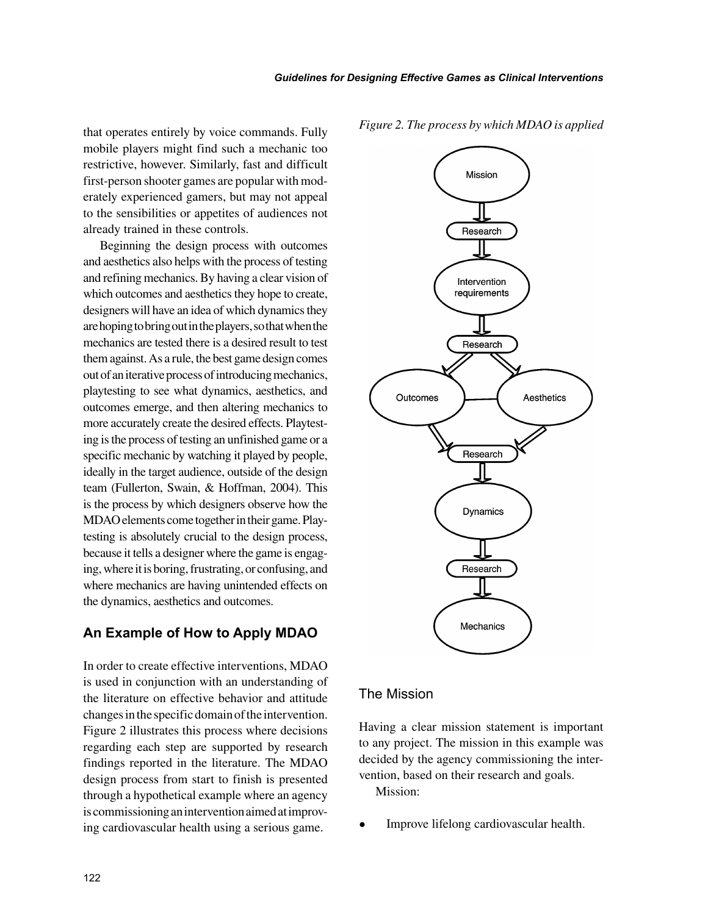that operates entirely by voice commands. Fully mobile players might find such a mechanic too restrictive, however. Similarly, fast and difficult first-person shooter games are popular with moderately experienced gamers, but may not appeal to the sensibilities or appetites of audiences not already trained in these controls.

Beginning the design process with outcomes and aesthetics also helps with the process of testing and refining mechanics. By having a clear vision of which outcomes and aesthetics they hope to create, designers will have an idea of which dynamics they are hoping to bring out in the players, so that when the mechanics are tested there is a desired result to test them against. As a rule, the best game design comes out of an iterative process of introducing mechanics, playtesting to see what dynamics, aesthetics, and outcomes emerge, and then altering mechanics to more accurately create the desired effects. Playtesting is the process of testing an unfinished game or a specific mechanic by watching it played by people, ideally in the target audience, outside of the design team (Fullerton, Swain, & Hoffman, 2004). This is the process by which designers observe how the MDAO elements come together in their game. Playtesting is absolutely crucial to the design process, because it tells a designer where the game is engaging, where it is boring, frustrating, or confusing, and where mechanics are having unintended effects on the dynamics, aesthetics and outcomes.

## An Example of How to Apply MDAO

In order to create effective interventions, MDAO is used in conjunction with an understanding of the literature on effective behavior and attitude changes in the specific domain of the intervention. Figure 2 illustrates this process where decisions regarding each step are supported by research findings reported in the literature. The MDAO design process from start to finish is presented through a hypothetical example where an agency is commissioning an intervention aimed at improving cardiovascular health using a serious game.

*Figure 2. The process by which MDAO is applied*

### The Mission

Having a clear mission statement is important to any project. The mission in this example was decided by the agency commissioning the intervention, based on their research and goals.

Mission:

- Improve lifelong cardiovascular health.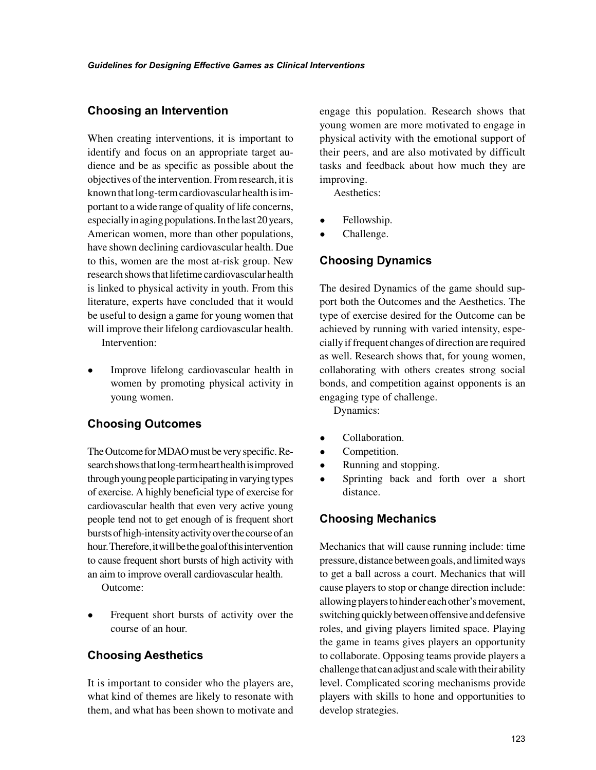## Choosing an Intervention

When creating interventions, it is important to identify and focus on an appropriate target audience and be as specific as possible about the objectives of the intervention. From research, it is known that long-term cardiovascular health is important to a wide range of quality of life concerns, especially in aging populations. In the last 20 years, American women, more than other populations, have shown declining cardiovascular health. Due to this, women are the most at-risk group. New research shows that lifetime cardiovascular health is linked to physical activity in youth. From this literature, experts have concluded that it would be useful to design a game for young women that will improve their lifelong cardiovascular health.

Intervention:

- Improve lifelong cardiovascular health in women by promoting physical activity in young women.

## Choosing Outcomes

The Outcome for MDAO must be very specific. Research shows that long-term heart health is improved through young people participating in varying types of exercise. A highly beneficial type of exercise for cardiovascular health that even very active young people tend not to get enough of is frequent short bursts of high-intensity activity over the course of an hour. Therefore, it will be the goal of this intervention to cause frequent short bursts of high activity with an aim to improve overall cardiovascular health.

Outcome:

- Frequent short bursts of activity over the course of an hour.

## Choosing Aesthetics

It is important to consider who the players are, what kind of themes are likely to resonate with them, and what has been shown to motivate and engage this population. Research shows that young women are more motivated to engage in physical activity with the emotional support of their peers, and are also motivated by difficult tasks and feedback about how much they are improving.

Aesthetics:

- Fellowship.
- Challenge.

## Choosing Dynamics

The desired Dynamics of the game should support both the Outcomes and the Aesthetics. The type of exercise desired for the Outcome can be achieved by running with varied intensity, especially if frequent changes of direction are required as well. Research shows that, for young women, collaborating with others creates strong social bonds, and competition against opponents is an engaging type of challenge.

Dynamics:

- Collaboration.
- Competition.
- Running and stopping.
- Sprinting back and forth over a short distance.

## Choosing Mechanics

Mechanics that will cause running include: time pressure, distance between goals, and limited ways to get a ball across a court. Mechanics that will cause players to stop or change direction include: allowing players to hinder each other's movement, switching quickly between offensive and defensive roles, and giving players limited space. Playing the game in teams gives players an opportunity to collaborate. Opposing teams provide players a challenge that can adjust and scale with their ability level. Complicated scoring mechanisms provide players with skills to hone and opportunities to develop strategies.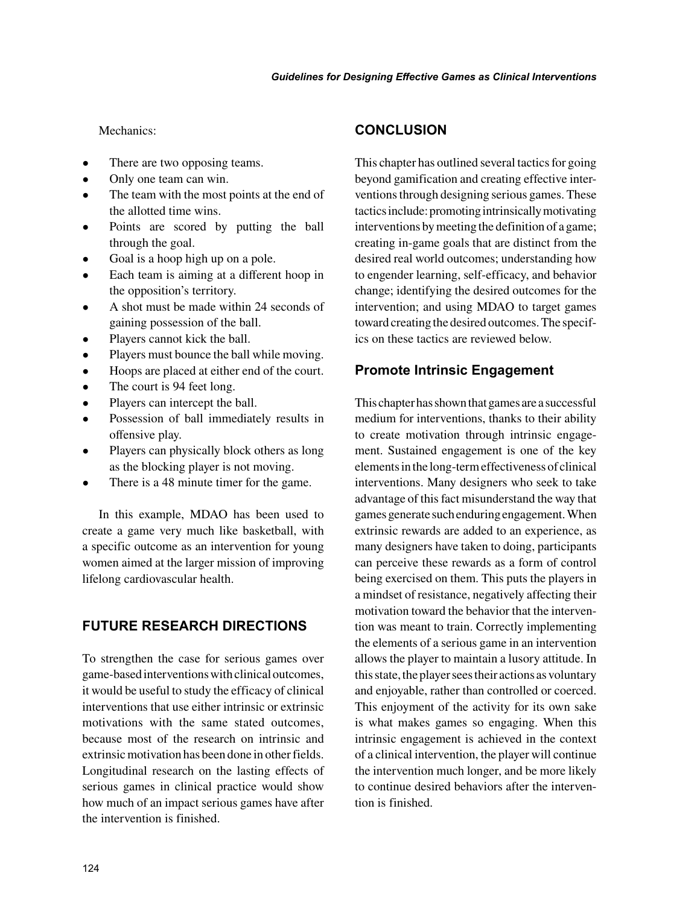Mechanics:

- There are two opposing teams.
- Only one team can win.
- The team with the most points at the end of the allotted time wins.
- Points are scored by putting the ball through the goal.
- Goal is a hoop high up on a pole.
- Each team is aiming at a different hoop in the opposition's territory.
- A shot must be made within 24 seconds of gaining possession of the ball.
- Players cannot kick the ball.
- Players must bounce the ball while moving.
- Hoops are placed at either end of the court.
- The court is 94 feet long.
- Players can intercept the ball.
- Possession of ball immediately results in offensive play.
- Players can physically block others as long as the blocking player is not moving.
- There is a 48 minute timer for the game.

In this example, MDAO has been used to create a game very much like basketball, with a specific outcome as an intervention for young women aimed at the larger mission of improving lifelong cardiovascular health.

## FUTURE RESEARCH DIRECTIONS

To strengthen the case for serious games over game-based interventions with clinical outcomes, it would be useful to study the efficacy of clinical interventions that use either intrinsic or extrinsic motivations with the same stated outcomes, because most of the research on intrinsic and extrinsic motivation has been done in other fields. Longitudinal research on the lasting effects of serious games in clinical practice would show how much of an impact serious games have after the intervention is finished.

## CONCLUSION

This chapter has outlined several tactics for going beyond gamification and creating effective interventions through designing serious games. These tactics include: promoting intrinsically motivating interventions by meeting the definition of a game; creating in-game goals that are distinct from the desired real world outcomes; understanding how to engender learning, self-efficacy, and behavior change; identifying the desired outcomes for the intervention; and using MDAO to target games toward creating the desired outcomes. The specifics on these tactics are reviewed below.

### Promote Intrinsic Engagement

This chapter has shown that games are a successful medium for interventions, thanks to their ability to create motivation through intrinsic engagement. Sustained engagement is one of the key elements in the long-term effectiveness of clinical interventions. Many designers who seek to take advantage of this fact misunderstand the way that games generate such enduring engagement. When extrinsic rewards are added to an experience, as many designers have taken to doing, participants can perceive these rewards as a form of control being exercised on them. This puts the players in a mindset of resistance, negatively affecting their motivation toward the behavior that the intervention was meant to train. Correctly implementing the elements of a serious game in an intervention allows the player to maintain a lusory attitude. In this state, the player sees their actions as voluntary and enjoyable, rather than controlled or coerced. This enjoyment of the activity for its own sake is what makes games so engaging. When this intrinsic engagement is achieved in the context of a clinical intervention, the player will continue the intervention much longer, and be more likely to continue desired behaviors after the intervention is finished.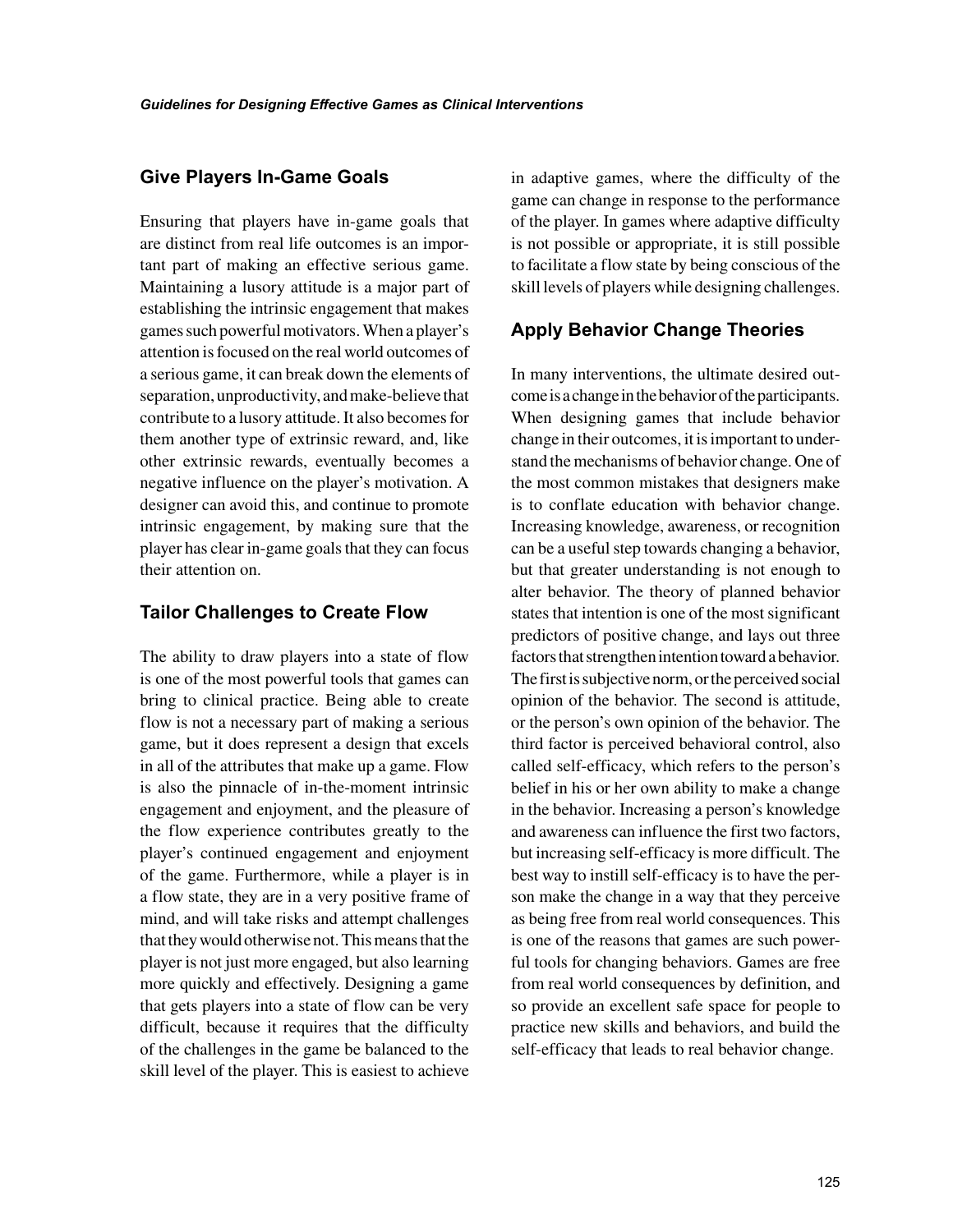## Give Players In-Game Goals

Ensuring that players have in-game goals that are distinct from real life outcomes is an important part of making an effective serious game. Maintaining a lusory attitude is a major part of establishing the intrinsic engagement that makes games such powerful motivators. When a player's attention is focused on the real world outcomes of a serious game, it can break down the elements of separation, unproductivity, and make-believe that contribute to a lusory attitude. It also becomes for them another type of extrinsic reward, and, like other extrinsic rewards, eventually becomes a negative influence on the player's motivation. A designer can avoid this, and continue to promote intrinsic engagement, by making sure that the player has clear in-game goals that they can focus their attention on.

## Tailor Challenges to Create Flow

The ability to draw players into a state of flow is one of the most powerful tools that games can bring to clinical practice. Being able to create flow is not a necessary part of making a serious game, but it does represent a design that excels in all of the attributes that make up a game. Flow is also the pinnacle of in-the-moment intrinsic engagement and enjoyment, and the pleasure of the flow experience contributes greatly to the player's continued engagement and enjoyment of the game. Furthermore, while a player is in a flow state, they are in a very positive frame of mind, and will take risks and attempt challenges that they would otherwise not. This means that the player is not just more engaged, but also learning more quickly and effectively. Designing a game that gets players into a state of flow can be very difficult, because it requires that the difficulty of the challenges in the game be balanced to the skill level of the player. This is easiest to achieve in adaptive games, where the difficulty of the game can change in response to the performance of the player. In games where adaptive difficulty is not possible or appropriate, it is still possible to facilitate a flow state by being conscious of the skill levels of players while designing challenges.

## Apply Behavior Change Theories

In many interventions, the ultimate desired outcome is a change in the behavior of the participants. When designing games that include behavior change in their outcomes, it is important to understand the mechanisms of behavior change. One of the most common mistakes that designers make is to conflate education with behavior change. Increasing knowledge, awareness, or recognition can be a useful step towards changing a behavior, but that greater understanding is not enough to alter behavior. The theory of planned behavior states that intention is one of the most significant predictors of positive change, and lays out three factors that strengthen intention toward a behavior. The first is subjective norm, or the perceived social opinion of the behavior. The second is attitude, or the person's own opinion of the behavior. The third factor is perceived behavioral control, also called self-efficacy, which refers to the person's belief in his or her own ability to make a change in the behavior. Increasing a person's knowledge and awareness can influence the first two factors, but increasing self-efficacy is more difficult. The best way to instill self-efficacy is to have the person make the change in a way that they perceive as being free from real world consequences. This is one of the reasons that games are such powerful tools for changing behaviors. Games are free from real world consequences by definition, and so provide an excellent safe space for people to practice new skills and behaviors, and build the self-efficacy that leads to real behavior change.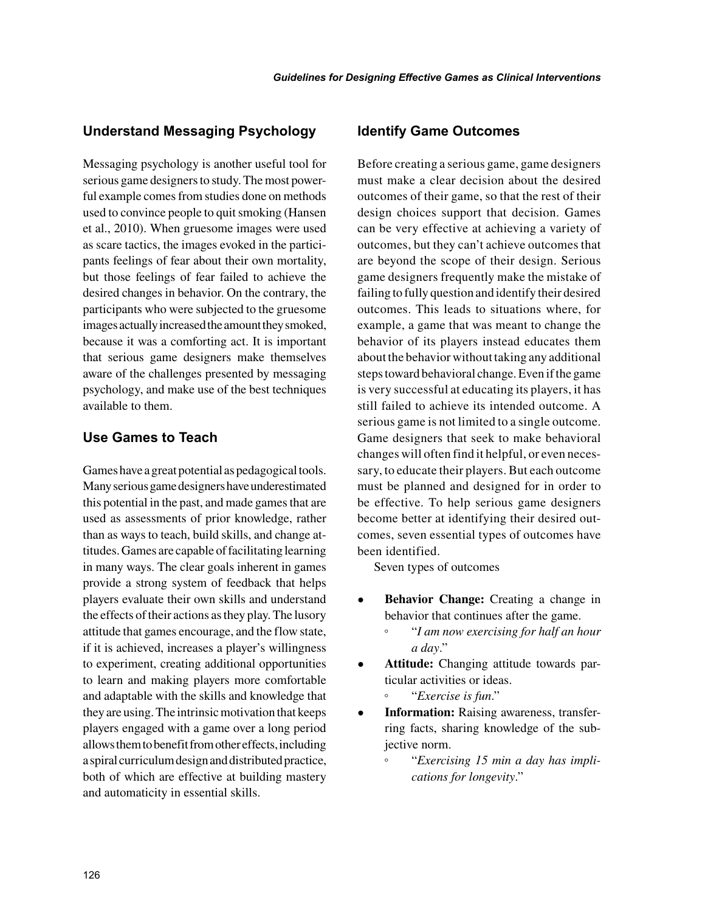## Understand Messaging Psychology

Messaging psychology is another useful tool for serious game designers to study. The most powerful example comes from studies done on methods used to convince people to quit smoking (Hansen et al., 2010). When gruesome images were used as scare tactics, the images evoked in the participants feelings of fear about their own mortality, but those feelings of fear failed to achieve the desired changes in behavior. On the contrary, the participants who were subjected to the gruesome images actually increased the amount they smoked, because it was a comforting act. It is important that serious game designers make themselves aware of the challenges presented by messaging psychology, and make use of the best techniques available to them.

## Use Games to Teach

Games have a great potential as pedagogical tools. Many serious game designers have underestimated this potential in the past, and made games that are used as assessments of prior knowledge, rather than as ways to teach, build skills, and change attitudes. Games are capable of facilitating learning in many ways. The clear goals inherent in games provide a strong system of feedback that helps players evaluate their own skills and understand the effects of their actions as they play. The lusory attitude that games encourage, and the flow state, if it is achieved, increases a player's willingness to experiment, creating additional opportunities to learn and making players more comfortable and adaptable with the skills and knowledge that they are using. The intrinsic motivation that keeps players engaged with a game over a long period allows them to benefit from other effects, including a spiral curriculum design and distributed practice, both of which are effective at building mastery and automaticity in essential skills.

## Identify Game Outcomes

Before creating a serious game, game designers must make a clear decision about the desired outcomes of their game, so that the rest of their design choices support that decision. Games can be very effective at achieving a variety of outcomes, but they can't achieve outcomes that are beyond the scope of their design. Serious game designers frequently make the mistake of failing to fully question and identify their desired outcomes. This leads to situations where, for example, a game that was meant to change the behavior of its players instead educates them about the behavior without taking any additional steps toward behavioral change. Even if the game is very successful at educating its players, it has still failed to achieve its intended outcome. A serious game is not limited to a single outcome. Game designers that seek to make behavioral changes will often find it helpful, or even necessary, to educate their players. But each outcome must be planned and designed for in order to be effective. To help serious game designers become better at identifying their desired outcomes, seven essential types of outcomes have been identified.

Seven types of outcomes

- **Behavior Change:** Creating a change in behavior that continues after the game.
  - "*I am now exercising for half an hour a day*."
- **Attitude:** Changing attitude towards particular activities or ideas.
  - "*Exercise is fun*."
- **Information:** Raising awareness, transferring facts, sharing knowledge of the subjective norm.
  - "*Exercising 15 min a day has implications for longevity*."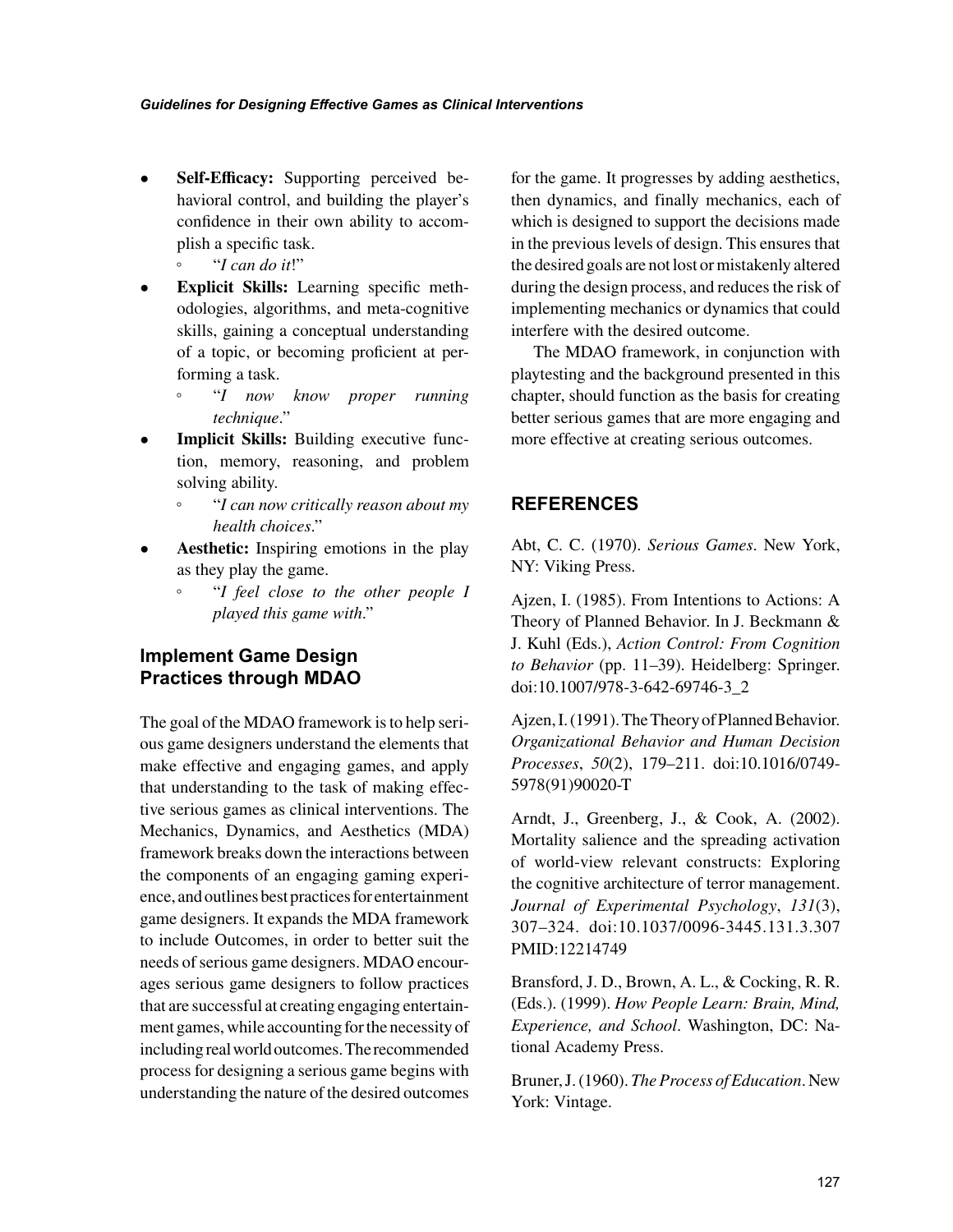- **Self-Efficacy:** Supporting perceived behavioral control, and building the player's confidence in their own ability to accomplish a specific task.
  - "*I can do it*!"
- **Explicit Skills:** Learning specific methodologies, algorithms, and meta-cognitive skills, gaining a conceptual understanding of a topic, or becoming proficient at performing a task.
  - "*I now know proper running technique*."
- **Implicit Skills:** Building executive function, memory, reasoning, and problem solving ability.
  - "*I can now critically reason about my health choices*."
- **Aesthetic:** Inspiring emotions in the play as they play the game.
  - "*I feel close to the other people I played this game with*."

### Implement Game Design Practices through MDAO

The goal of the MDAO framework is to help serious game designers understand the elements that make effective and engaging games, and apply that understanding to the task of making effective serious games as clinical interventions. The Mechanics, Dynamics, and Aesthetics (MDA) framework breaks down the interactions between the components of an engaging gaming experience, and outlines best practices for entertainment game designers. It expands the MDA framework to include Outcomes, in order to better suit the needs of serious game designers. MDAO encourages serious game designers to follow practices that are successful at creating engaging entertainment games, while accounting for the necessity of including real world outcomes. The recommended process for designing a serious game begins with understanding the nature of the desired outcomes for the game. It progresses by adding aesthetics, then dynamics, and finally mechanics, each of which is designed to support the decisions made in the previous levels of design. This ensures that the desired goals are not lost or mistakenly altered during the design process, and reduces the risk of implementing mechanics or dynamics that could interfere with the desired outcome.

The MDAO framework, in conjunction with playtesting and the background presented in this chapter, should function as the basis for creating better serious games that are more engaging and more effective at creating serious outcomes.

## REFERENCES

Abt, C. C. (1970). *Serious Games*. New York, NY: Viking Press.

Ajzen, I. (1985). From Intentions to Actions: A Theory of Planned Behavior. In J. Beckmann & J. Kuhl (Eds.), *Action Control: From Cognition to Behavior* (pp. 11–39). Heidelberg: Springer. doi:10.1007/978-3-642-69746-3_2

Ajzen, I. (1991). The Theory of Planned Behavior. *Organizational Behavior and Human Decision Processes*, *50*(2), 179–211. doi:10.1016/0749-5978(91)90020-T

Arndt, J., Greenberg, J., & Cook, A. (2002). Mortality salience and the spreading activation of world-view relevant constructs: Exploring the cognitive architecture of terror management. *Journal of Experimental Psychology*, *131*(3), 307–324. doi:10.1037/0096-3445.131.3.307 PMID:12214749

Bransford, J. D., Brown, A. L., & Cocking, R. R. (Eds.). (1999). *How People Learn: Brain, Mind, Experience, and School*. Washington, DC: National Academy Press.

Bruner, J. (1960). *The Process of Education*. New York: Vintage.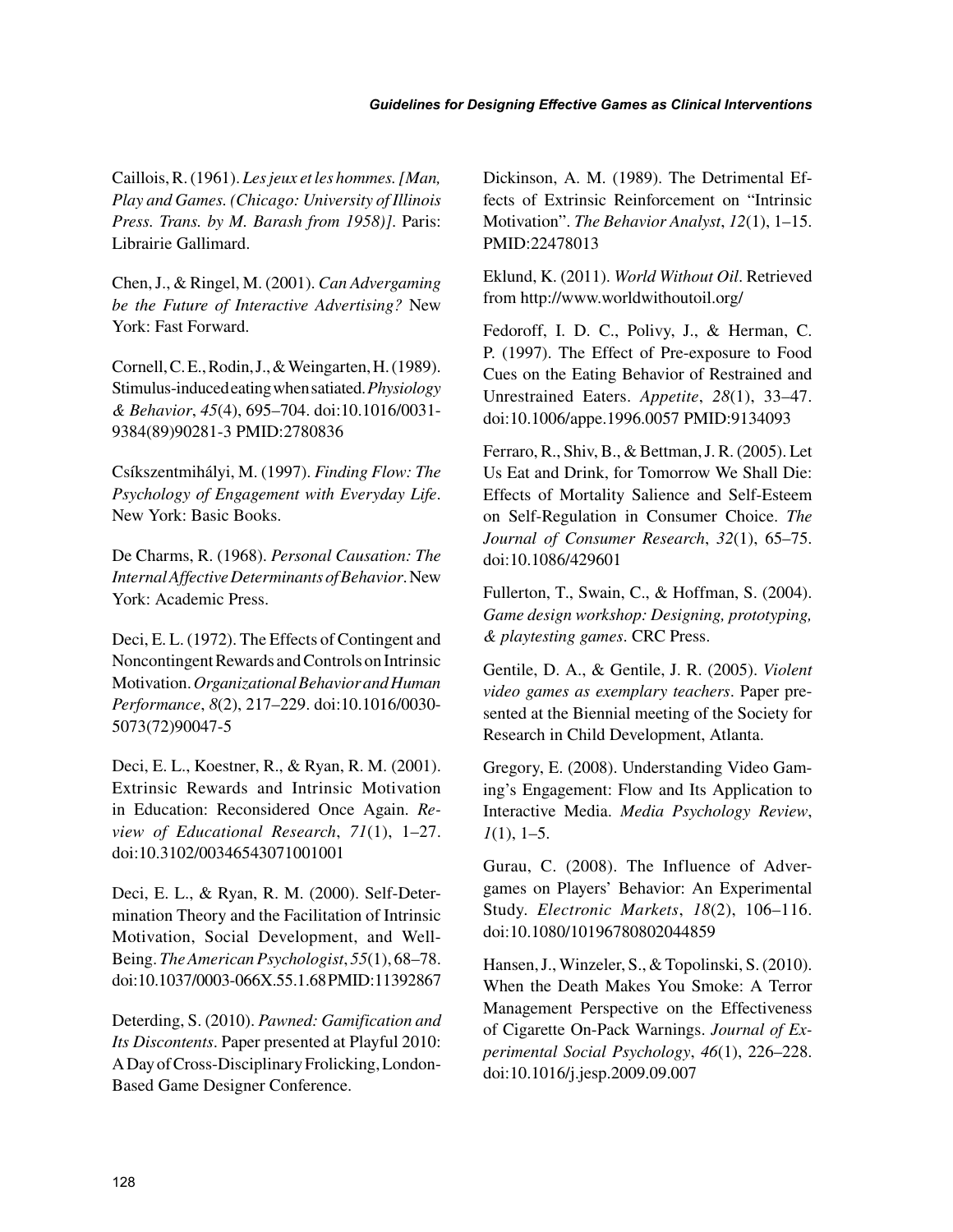Caillois, R. (1961). *Les jeux et les hommes. [Man, Play and Games. (Chicago: University of Illinois Press. Trans. by M. Barash from 1958)]*. Paris: Librairie Gallimard.

Chen, J., & Ringel, M. (2001). *Can Advergaming be the Future of Interactive Advertising?* New York: Fast Forward.

Cornell, C. E., Rodin, J., & Weingarten, H. (1989). Stimulus-induced eating when satiated. *Physiology & Behavior*, *45*(4), 695–704. doi:10.1016/0031-9384(89)90281-3 PMID:2780836

Csíkszentmihályi, M. (1997). *Finding Flow: The Psychology of Engagement with Everyday Life*. New York: Basic Books.

De Charms, R. (1968). *Personal Causation: The Internal Affective Determinants of Behavior*. New York: Academic Press.

Deci, E. L. (1972). The Effects of Contingent and Noncontingent Rewards and Controls on Intrinsic Motivation. *Organizational Behavior and Human Performance*, *8*(2), 217–229. doi:10.1016/0030-5073(72)90047-5

Deci, E. L., Koestner, R., & Ryan, R. M. (2001). Extrinsic Rewards and Intrinsic Motivation in Education: Reconsidered Once Again. *Review of Educational Research*, *71*(1), 1–27. doi:10.3102/00346543071001001

Deci, E. L., & Ryan, R. M. (2000). Self-Determination Theory and the Facilitation of Intrinsic Motivation, Social Development, and Well-Being. *The American Psychologist*, *55*(1), 68–78. doi:10.1037/0003-066X.55.1.68 PMID:11392867

Deterding, S. (2010). *Pawned: Gamification and Its Discontents*. Paper presented at Playful 2010: A Day of Cross-Disciplinary Frolicking, London-Based Game Designer Conference.

Dickinson, A. M. (1989). The Detrimental Effects of Extrinsic Reinforcement on "Intrinsic Motivation". *The Behavior Analyst*, *12*(1), 1–15. PMID:22478013

Eklund, K. (2011). *World Without Oil*. Retrieved from http://www.worldwithoutoil.org/

Fedoroff, I. D. C., Polivy, J., & Herman, C. P. (1997). The Effect of Pre-exposure to Food Cues on the Eating Behavior of Restrained and Unrestrained Eaters. *Appetite*, *28*(1), 33–47. doi:10.1006/appe.1996.0057 PMID:9134093

Ferraro, R., Shiv, B., & Bettman, J. R. (2005). Let Us Eat and Drink, for Tomorrow We Shall Die: Effects of Mortality Salience and Self-Esteem on Self-Regulation in Consumer Choice. *The Journal of Consumer Research*, *32*(1), 65–75. doi:10.1086/429601

Fullerton, T., Swain, C., & Hoffman, S. (2004). *Game design workshop: Designing, prototyping, & playtesting games*. CRC Press.

Gentile, D. A., & Gentile, J. R. (2005). *Violent video games as exemplary teachers*. Paper presented at the Biennial meeting of the Society for Research in Child Development, Atlanta.

Gregory, E. (2008). Understanding Video Gaming's Engagement: Flow and Its Application to Interactive Media. *Media Psychology Review*, *1*(1), 1–5.

Gurau, C. (2008). The Influence of Advergames on Players' Behavior: An Experimental Study. *Electronic Markets*, *18*(2), 106–116. doi:10.1080/10196780802044859

Hansen, J., Winzeler, S., & Topolinski, S. (2010). When the Death Makes You Smoke: A Terror Management Perspective on the Effectiveness of Cigarette On-Pack Warnings. *Journal of Experimental Social Psychology*, *46*(1), 226–228. doi:10.1016/j.jesp.2009.09.007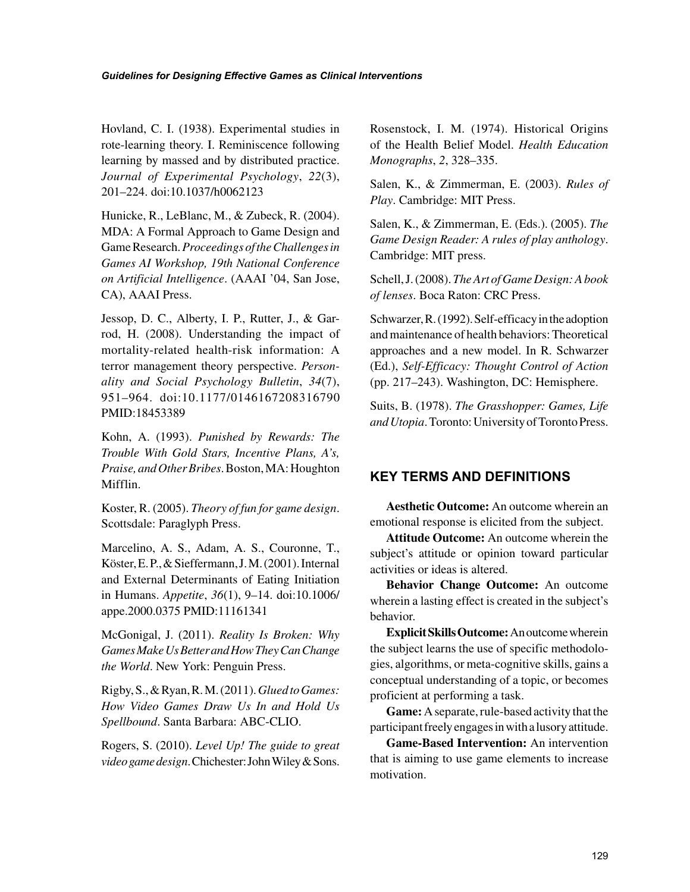Hovland, C. I. (1938). Experimental studies in rote-learning theory. I. Reminiscence following learning by massed and by distributed practice. *Journal of Experimental Psychology*, *22*(3), 201–224. doi:10.1037/h0062123

Hunicke, R., LeBlanc, M., & Zubeck, R. (2004). MDA: A Formal Approach to Game Design and Game Research. *Proceedings of the Challenges in Games AI Workshop, 19th National Conference on Artificial Intelligence*. (AAAI '04, San Jose, CA), AAAI Press.

Jessop, D. C., Alberty, I. P., Rutter, J., & Garrod, H. (2008). Understanding the impact of mortality-related health-risk information: A terror management theory perspective. *Personality and Social Psychology Bulletin*, *34*(7), 951–964. doi:10.1177/0146167208316790 PMID:18453389

Kohn, A. (1993). *Punished by Rewards: The Trouble With Gold Stars, Incentive Plans, A's, Praise, and Other Bribes*. Boston, MA: Houghton Mifflin.

Koster, R. (2005). *Theory of fun for game design*. Scottsdale: Paraglyph Press.

Marcelino, A. S., Adam, A. S., Couronne, T., Köster, E. P., & Sieffermann, J. M. (2001). Internal and External Determinants of Eating Initiation in Humans. *Appetite*, *36*(1), 9–14. doi:10.1006/appe.2000.0375 PMID:11161341

McGonigal, J. (2011). *Reality Is Broken: Why Games Make Us Better and How They Can Change the World*. New York: Penguin Press.

Rigby, S., & Ryan, R. M. (2011). *Glued to Games: How Video Games Draw Us In and Hold Us Spellbound*. Santa Barbara: ABC-CLIO.

Rogers, S. (2010). *Level Up! The guide to great video game design*. Chichester: John Wiley & Sons.

Rosenstock, I. M. (1974). Historical Origins of the Health Belief Model. *Health Education Monographs*, *2*, 328–335.

Salen, K., & Zimmerman, E. (2003). *Rules of Play*. Cambridge: MIT Press.

Salen, K., & Zimmerman, E. (Eds.). (2005). *The Game Design Reader: A rules of play anthology*. Cambridge: MIT press.

Schell, J. (2008). *The Art of Game Design: A book of lenses*. Boca Raton: CRC Press.

Schwarzer, R. (1992). Self-efficacy in the adoption and maintenance of health behaviors: Theoretical approaches and a new model. In R. Schwarzer (Ed.), *Self-Efficacy: Thought Control of Action* (pp. 217–243). Washington, DC: Hemisphere.

Suits, B. (1978). *The Grasshopper: Games, Life and Utopia*. Toronto: University of Toronto Press.

## KEY TERMS AND DEFINITIONS

**Aesthetic Outcome:** An outcome wherein an emotional response is elicited from the subject.

**Attitude Outcome:** An outcome wherein the subject's attitude or opinion toward particular activities or ideas is altered.

**Behavior Change Outcome:** An outcome wherein a lasting effect is created in the subject's behavior.

**Explicit Skills Outcome:** An outcome wherein the subject learns the use of specific methodologies, algorithms, or meta-cognitive skills, gains a conceptual understanding of a topic, or becomes proficient at performing a task.

**Game:** A separate, rule-based activity that the participant freely engages in with a lusory attitude.

**Game-Based Intervention:** An intervention that is aiming to use game elements to increase motivation.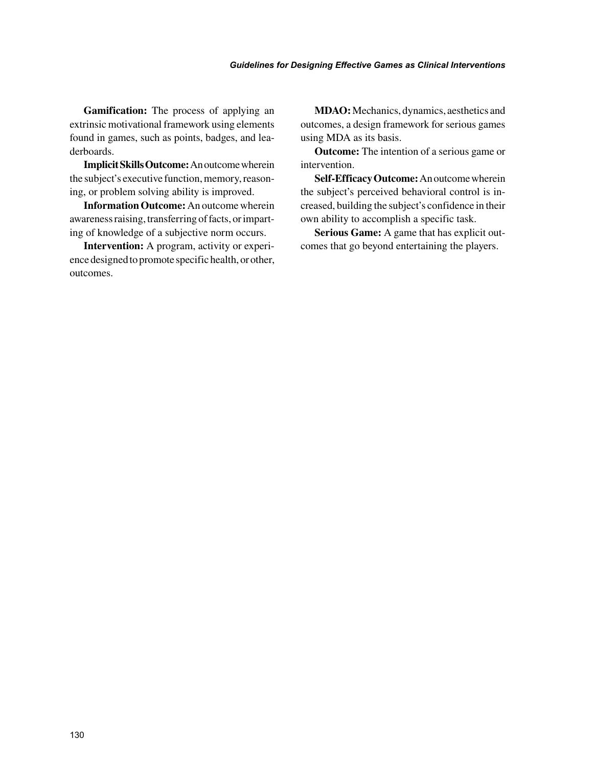**Gamification:** The process of applying an extrinsic motivational framework using elements found in games, such as points, badges, and leaderboards.

**Implicit Skills Outcome:** An outcome wherein the subject's executive function, memory, reasoning, or problem solving ability is improved.

**Information Outcome:** An outcome wherein awareness raising, transferring of facts, or imparting of knowledge of a subjective norm occurs.

**Intervention:** A program, activity or experience designed to promote specific health, or other, outcomes.

**MDAO:** Mechanics, dynamics, aesthetics and outcomes, a design framework for serious games using MDA as its basis.

**Outcome:** The intention of a serious game or intervention.

**Self-Efficacy Outcome:** An outcome wherein the subject's perceived behavioral control is increased, building the subject's confidence in their own ability to accomplish a specific task.

**Serious Game:** A game that has explicit outcomes that go beyond entertaining the players.